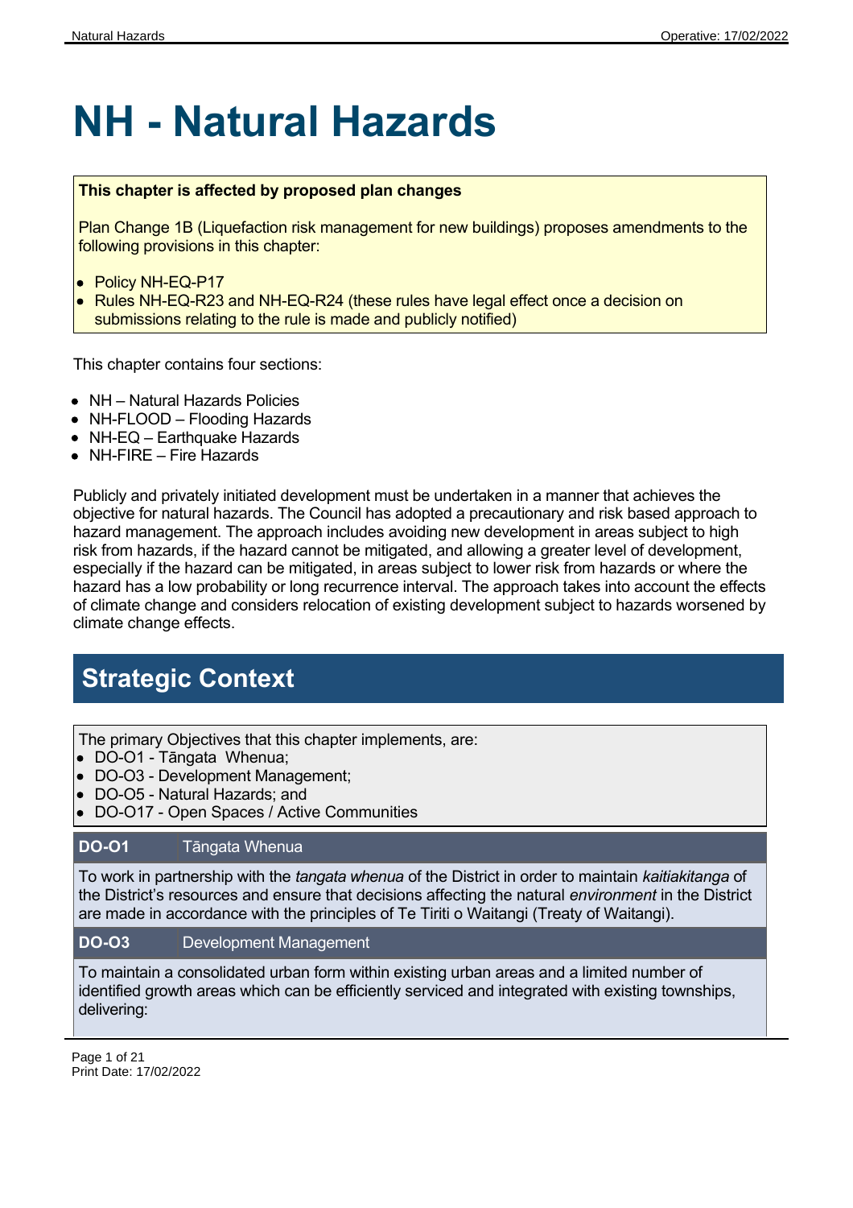# NH - Natural Hazards

**This chapter is affected by proposed plan changes**

Plan Change 1B (Liquefaction risk management for new buildings) proposes amendments to the following provisions in this chapter:

- Policy NH-EQ-P17
- Rules NH-EQ-R23 and NH-EQ-R24 (these rules have legal effect once a decision on submissions relating to the rule is made and publicly notified)

This chapter contains four sections:

- NH – Natural Hazards Policies
- NH-FLOOD – Flooding Hazards
- NH-EQ – Earthquake Hazards
- NH-FIRE – Fire Hazards

Publicly and privately initiated development must be undertaken in a manner that achieves the objective for natural hazards. The Council has adopted a precautionary and risk based approach to hazard management. The approach includes avoiding new development in areas subject to high risk from hazards, if the hazard cannot be mitigated, and allowing a greater level of development, especially if the hazard can be mitigated, in areas subject to lower risk from hazards or where the hazard has a low probability or long recurrence interval. The approach takes into account the effects of climate change and considers relocation of existing development subject to hazards worsened by climate change effects.

## Strategic Context

The primary Objectives that this chapter implements, are:

- DO-O1 - Tāngata Whenua;
- DO-O3 - Development Management;
- DO-O5 - Natural Hazards; and
- DO-O17 - Open Spaces / Active Communities

| **DO-O1** | Tāngata Whenua |
|---|---|
| To work in partnership with the *tangata whenua* of the District in order to maintain *kaitiakitanga* of the District's resources and ensure that decisions affecting the natural *environment* in the District are made in accordance with the principles of Te Tiriti o Waitangi (Treaty of Waitangi). | |

| **DO-O3** | Development Management |
|---|---|
| To maintain a consolidated urban form within existing urban areas and a limited number of identified growth areas which can be efficiently serviced and integrated with existing townships, delivering: | |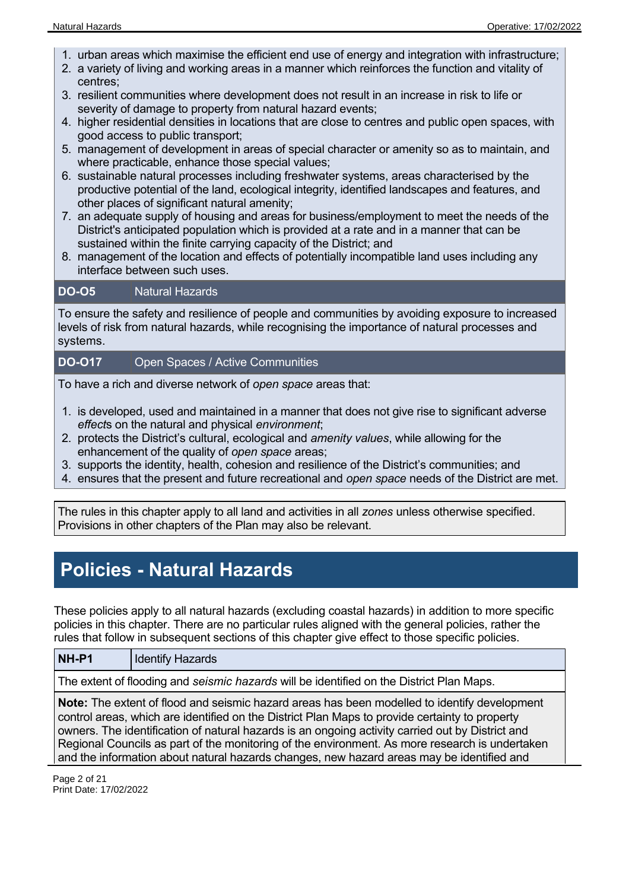1. urban areas which maximise the efficient end use of energy and integration with infrastructure;
2. a variety of living and working areas in a manner which reinforces the function and vitality of centres;
3. resilient communities where development does not result in an increase in risk to life or severity of damage to property from natural hazard events;
4. higher residential densities in locations that are close to centres and public open spaces, with good access to public transport;
5. management of development in areas of special character or amenity so as to maintain, and where practicable, enhance those special values;
6. sustainable natural processes including freshwater systems, areas characterised by the productive potential of the land, ecological integrity, identified landscapes and features, and other places of significant natural amenity;
7. an adequate supply of housing and areas for business/employment to meet the needs of the District's anticipated population which is provided at a rate and in a manner that can be sustained within the finite carrying capacity of the District; and
8. management of the location and effects of potentially incompatible land uses including any interface between such uses.

| **DO-O5** | Natural Hazards |
|---|---|

To ensure the safety and resilience of people and communities by avoiding exposure to increased levels of risk from natural hazards, while recognising the importance of natural processes and systems.

| **DO-O17** | Open Spaces / Active Communities |
|---|---|

To have a rich and diverse network of *open space* areas that:

1. is developed, used and maintained in a manner that does not give rise to significant adverse *effect*s on the natural and physical *environment*;
2. protects the District's cultural, ecological and *amenity values*, while allowing for the enhancement of the quality of *open space* areas;
3. supports the identity, health, cohesion and resilience of the District's communities; and
4. ensures that the present and future recreational and *open space* needs of the District are met.

The rules in this chapter apply to all land and activities in all *zones* unless otherwise specified. Provisions in other chapters of the Plan may also be relevant.

# Policies - Natural Hazards

These policies apply to all natural hazards (excluding coastal hazards) in addition to more specific policies in this chapter. There are no particular rules aligned with the general policies, rather the rules that follow in subsequent sections of this chapter give effect to those specific policies.

| **NH-P1** | Identify Hazards |
|---|---|

The extent of flooding and *seismic hazards* will be identified on the District Plan Maps.

**Note:** The extent of flood and seismic hazard areas has been modelled to identify development control areas, which are identified on the District Plan Maps to provide certainty to property owners. The identification of natural hazards is an ongoing activity carried out by District and Regional Councils as part of the monitoring of the environment. As more research is undertaken and the information about natural hazards changes, new hazard areas may be identified and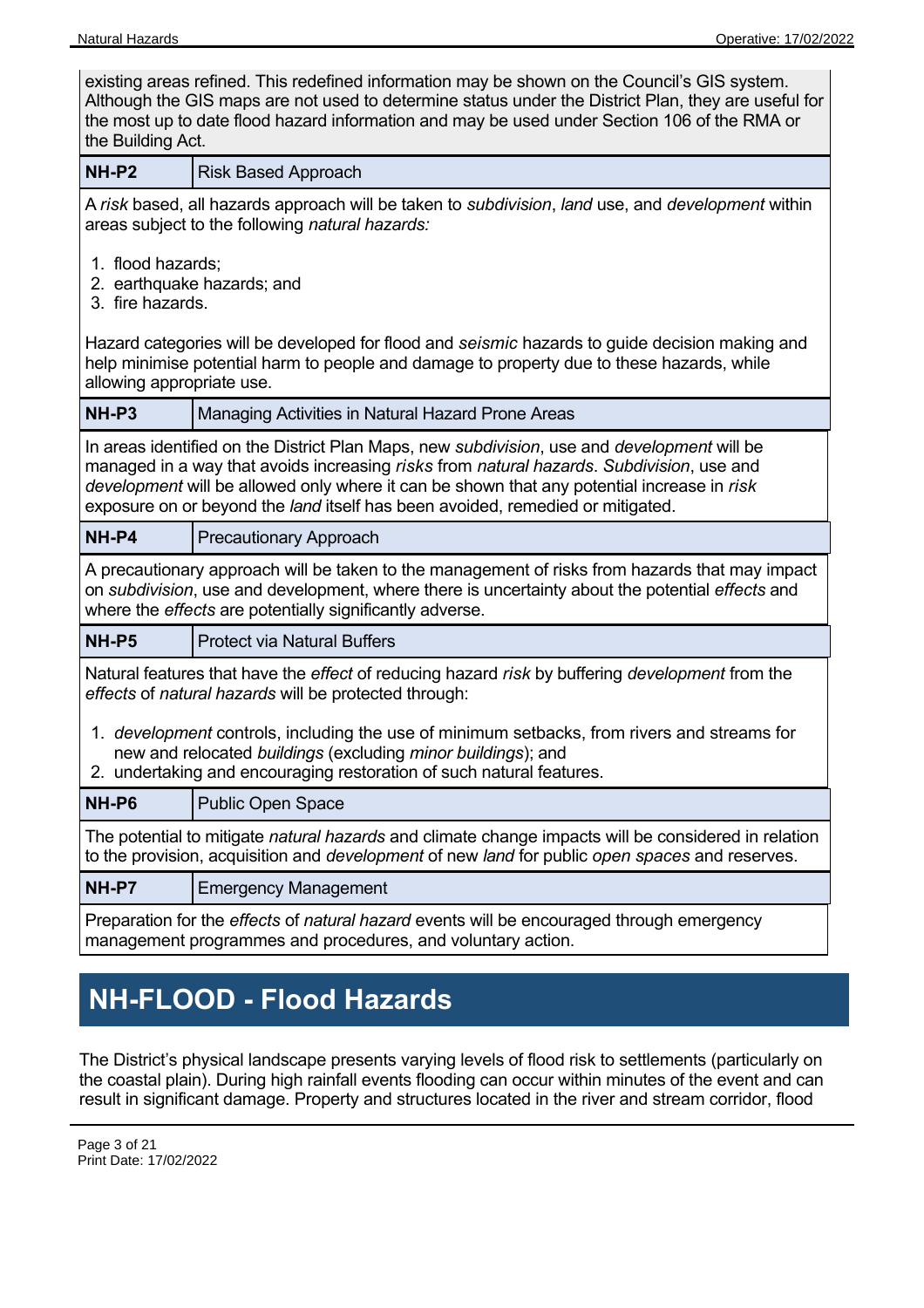existing areas refined. This redefined information may be shown on the Council's GIS system. Although the GIS maps are not used to determine status under the District Plan, they are useful for the most up to date flood hazard information and may be used under Section 106 of the RMA or the Building Act.

| **NH-P2** | Risk Based Approach |
|---|---|

A *risk* based, all hazards approach will be taken to *subdivision*, *land* use, and *development* within areas subject to the following *natural hazards:*

1. flood hazards;
2. earthquake hazards; and
3. fire hazards.

Hazard categories will be developed for flood and *seismic* hazards to guide decision making and help minimise potential harm to people and damage to property due to these hazards, while allowing appropriate use.

| **NH-P3** | Managing Activities in Natural Hazard Prone Areas |
|---|---|

In areas identified on the District Plan Maps, new *subdivision*, use and *development* will be managed in a way that avoids increasing *risks* from *natural hazards*. *Subdivision*, use and *development* will be allowed only where it can be shown that any potential increase in *risk* exposure on or beyond the *land* itself has been avoided, remedied or mitigated.

| **NH-P4** | Precautionary Approach |
|---|---|

A precautionary approach will be taken to the management of risks from hazards that may impact on *subdivision*, use and development, where there is uncertainty about the potential *effects* and where the *effects* are potentially significantly adverse.

| **NH-P5** | Protect via Natural Buffers |
|---|---|

Natural features that have the *effect* of reducing hazard *risk* by buffering *development* from the *effects* of *natural hazards* will be protected through:

1. *development* controls, including the use of minimum setbacks, from rivers and streams for new and relocated *buildings* (excluding *minor buildings*); and
2. undertaking and encouraging restoration of such natural features.

| **NH-P6** | Public Open Space |
|---|---|

The potential to mitigate *natural hazards* and climate change impacts will be considered in relation to the provision, acquisition and *development* of new *land* for public *open spaces* and reserves.

| **NH-P7** | Emergency Management |
|---|---|

Preparation for the *effects* of *natural hazard* events will be encouraged through emergency management programmes and procedures, and voluntary action.

# NH-FLOOD - Flood Hazards

The District's physical landscape presents varying levels of flood risk to settlements (particularly on the coastal plain). During high rainfall events flooding can occur within minutes of the event and can result in significant damage. Property and structures located in the river and stream corridor, flood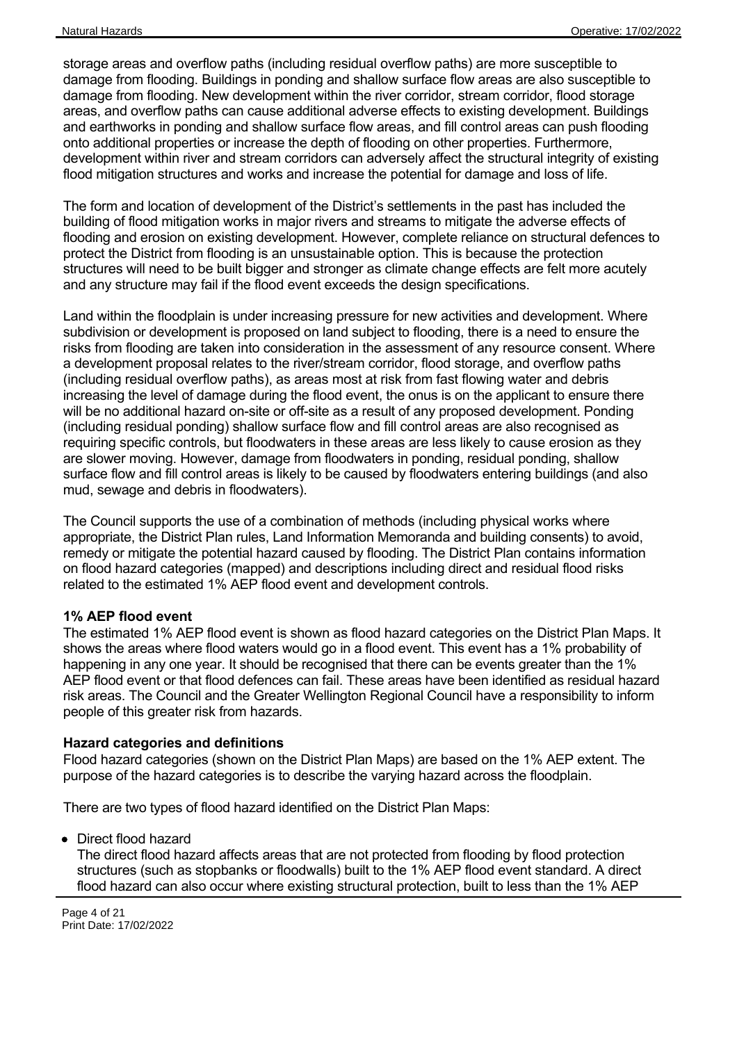storage areas and overflow paths (including residual overflow paths) are more susceptible to damage from flooding. Buildings in ponding and shallow surface flow areas are also susceptible to damage from flooding. New development within the river corridor, stream corridor, flood storage areas, and overflow paths can cause additional adverse effects to existing development. Buildings and earthworks in ponding and shallow surface flow areas, and fill control areas can push flooding onto additional properties or increase the depth of flooding on other properties. Furthermore, development within river and stream corridors can adversely affect the structural integrity of existing flood mitigation structures and works and increase the potential for damage and loss of life.

The form and location of development of the District's settlements in the past has included the building of flood mitigation works in major rivers and streams to mitigate the adverse effects of flooding and erosion on existing development. However, complete reliance on structural defences to protect the District from flooding is an unsustainable option. This is because the protection structures will need to be built bigger and stronger as climate change effects are felt more acutely and any structure may fail if the flood event exceeds the design specifications.

Land within the floodplain is under increasing pressure for new activities and development. Where subdivision or development is proposed on land subject to flooding, there is a need to ensure the risks from flooding are taken into consideration in the assessment of any resource consent. Where a development proposal relates to the river/stream corridor, flood storage, and overflow paths (including residual overflow paths), as areas most at risk from fast flowing water and debris increasing the level of damage during the flood event, the onus is on the applicant to ensure there will be no additional hazard on-site or off-site as a result of any proposed development. Ponding (including residual ponding) shallow surface flow and fill control areas are also recognised as requiring specific controls, but floodwaters in these areas are less likely to cause erosion as they are slower moving. However, damage from floodwaters in ponding, residual ponding, shallow surface flow and fill control areas is likely to be caused by floodwaters entering buildings (and also mud, sewage and debris in floodwaters).

The Council supports the use of a combination of methods (including physical works where appropriate, the District Plan rules, Land Information Memoranda and building consents) to avoid, remedy or mitigate the potential hazard caused by flooding. The District Plan contains information on flood hazard categories (mapped) and descriptions including direct and residual flood risks related to the estimated 1% AEP flood event and development controls.

**1% AEP flood event**

The estimated 1% AEP flood event is shown as flood hazard categories on the District Plan Maps. It shows the areas where flood waters would go in a flood event. This event has a 1% probability of happening in any one year. It should be recognised that there can be events greater than the 1% AEP flood event or that flood defences can fail. These areas have been identified as residual hazard risk areas. The Council and the Greater Wellington Regional Council have a responsibility to inform people of this greater risk from hazards.

**Hazard categories and definitions**

Flood hazard categories (shown on the District Plan Maps) are based on the 1% AEP extent. The purpose of the hazard categories is to describe the varying hazard across the floodplain.

There are two types of flood hazard identified on the District Plan Maps:

- Direct flood hazard
  The direct flood hazard affects areas that are not protected from flooding by flood protection structures (such as stopbanks or floodwalls) built to the 1% AEP flood event standard. A direct flood hazard can also occur where existing structural protection, built to less than the 1% AEP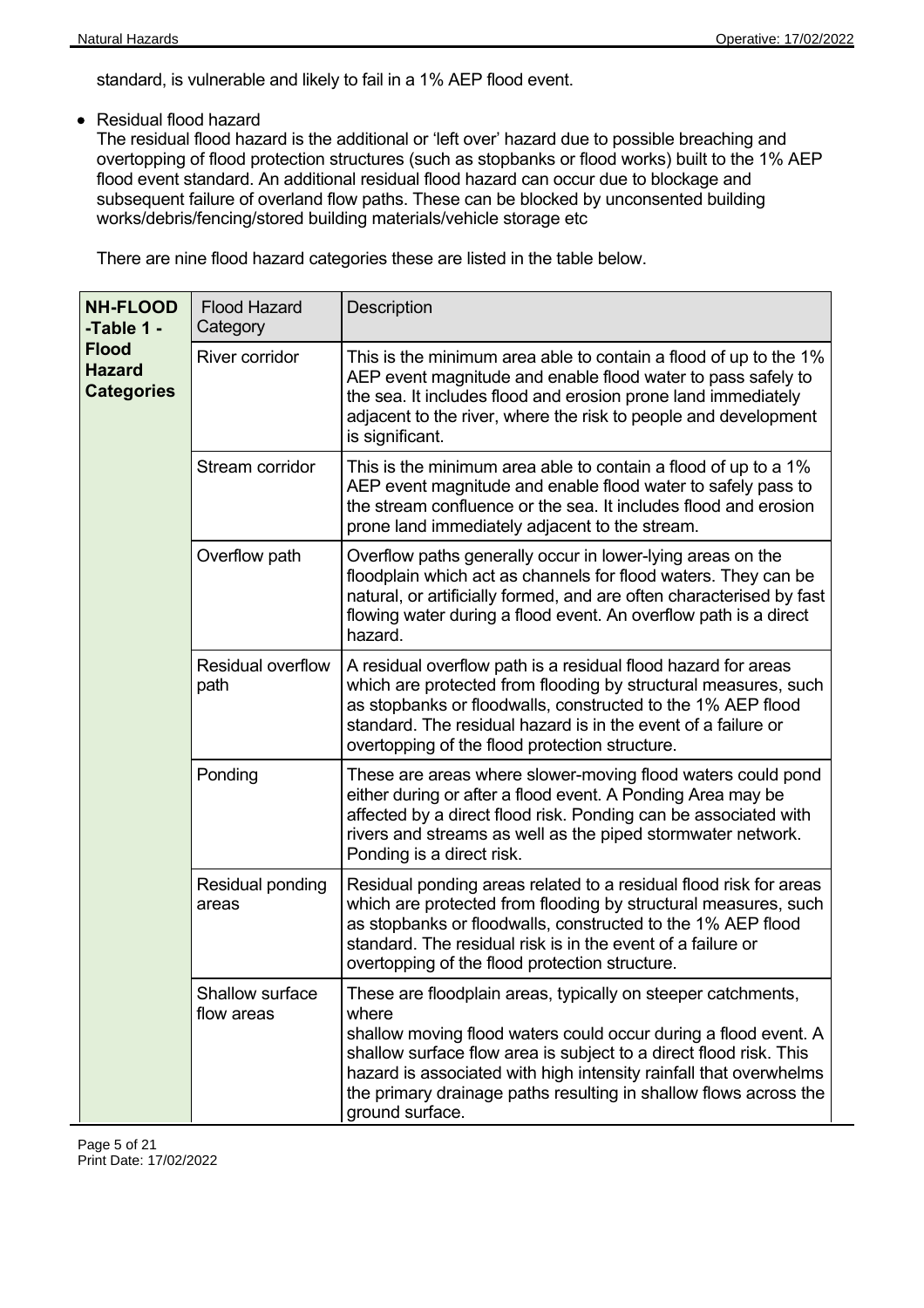standard, is vulnerable and likely to fail in a 1% AEP flood event.

- Residual flood hazard
  The residual flood hazard is the additional or 'left over' hazard due to possible breaching and overtopping of flood protection structures (such as stopbanks or flood works) built to the 1% AEP flood event standard. An additional residual flood hazard can occur due to blockage and subsequent failure of overland flow paths. These can be blocked by unconsented building works/debris/fencing/stored building materials/vehicle storage etc

  There are nine flood hazard categories these are listed in the table below.

| **NH-FLOOD -Table 1 - Flood Hazard Categories** | Flood Hazard Category | Description |
|---|---|---|
| | River corridor | This is the minimum area able to contain a flood of up to the 1% AEP event magnitude and enable flood water to pass safely to the sea. It includes flood and erosion prone land immediately adjacent to the river, where the risk to people and development is significant. |
| | Stream corridor | This is the minimum area able to contain a flood of up to a 1% AEP event magnitude and enable flood water to safely pass to the stream confluence or the sea. It includes flood and erosion prone land immediately adjacent to the stream. |
| | Overflow path | Overflow paths generally occur in lower-lying areas on the floodplain which act as channels for flood waters. They can be natural, or artificially formed, and are often characterised by fast flowing water during a flood event. An overflow path is a direct hazard. |
| | Residual overflow path | A residual overflow path is a residual flood hazard for areas which are protected from flooding by structural measures, such as stopbanks or floodwalls, constructed to the 1% AEP flood standard. The residual hazard is in the event of a failure or overtopping of the flood protection structure. |
| | Ponding | These are areas where slower-moving flood waters could pond either during or after a flood event. A Ponding Area may be affected by a direct flood risk. Ponding can be associated with rivers and streams as well as the piped stormwater network. Ponding is a direct risk. |
| | Residual ponding areas | Residual ponding areas related to a residual flood risk for areas which are protected from flooding by structural measures, such as stopbanks or floodwalls, constructed to the 1% AEP flood standard. The residual risk is in the event of a failure or overtopping of the flood protection structure. |
| | Shallow surface flow areas | These are floodplain areas, typically on steeper catchments, where shallow moving flood waters could occur during a flood event. A shallow surface flow area is subject to a direct flood risk. This hazard is associated with high intensity rainfall that overwhelms the primary drainage paths resulting in shallow flows across the ground surface. |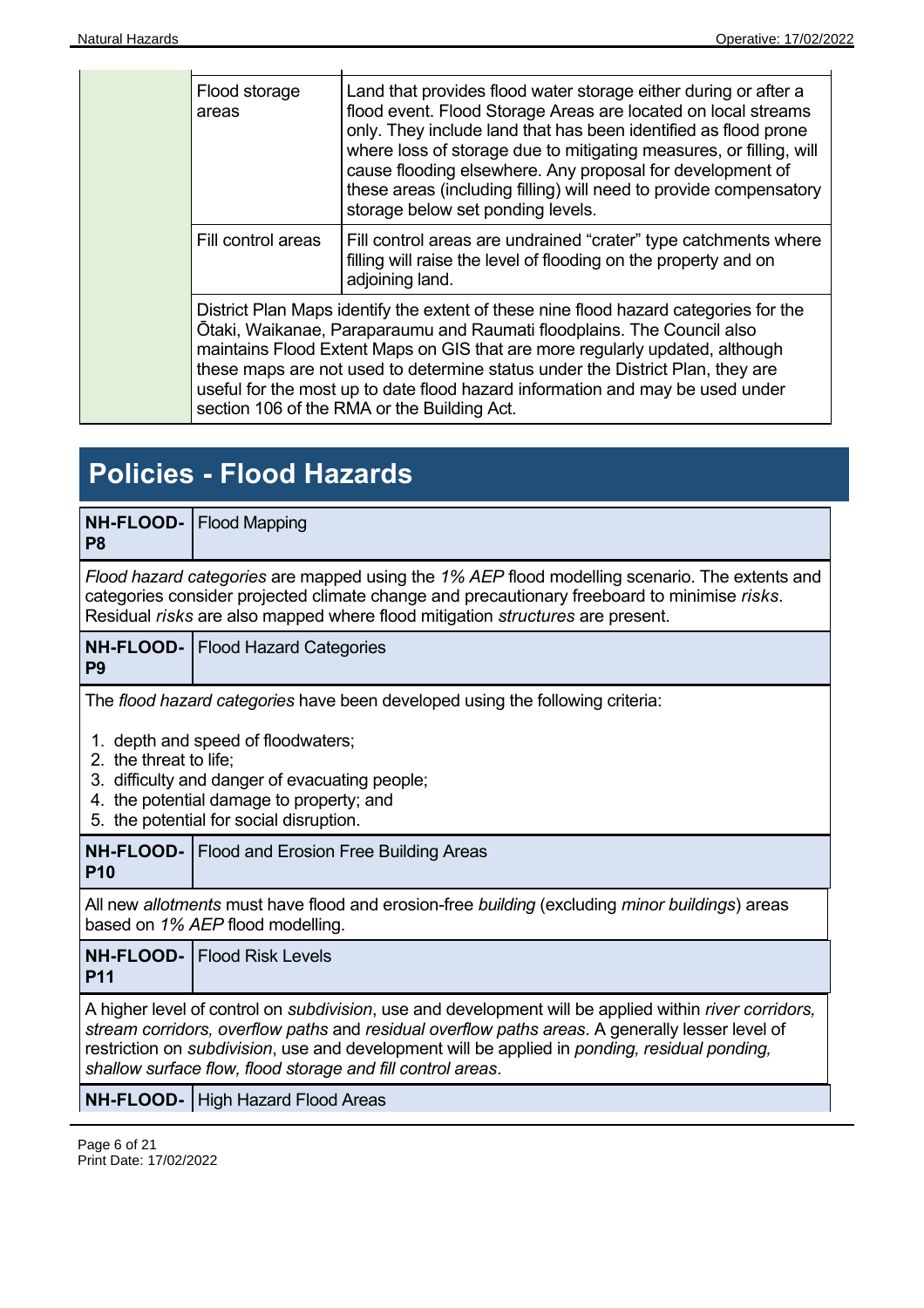| | | |
|---|---|---|
| | Flood storage areas | Land that provides flood water storage either during or after a flood event. Flood Storage Areas are located on local streams only. They include land that has been identified as flood prone where loss of storage due to mitigating measures, or filling, will cause flooding elsewhere. Any proposal for development of these areas (including filling) will need to provide compensatory storage below set ponding levels. |
| | Fill control areas | Fill control areas are undrained "crater" type catchments where filling will raise the level of flooding on the property and on adjoining land. |
| | District Plan Maps identify the extent of these nine flood hazard categories for the Ōtaki, Waikanae, Paraparaumu and Raumati floodplains. The Council also maintains Flood Extent Maps on GIS that are more regularly updated, although these maps are not used to determine status under the District Plan, they are useful for the most up to date flood hazard information and may be used under section 106 of the RMA or the Building Act. | |

# Policies - Flood Hazards

| **NH-FLOOD-P8** | Flood Mapping |
|---|---|

*Flood hazard categories* are mapped using the *1% AEP* flood modelling scenario. The extents and categories consider projected climate change and precautionary freeboard to minimise *risks*. Residual *risks* are also mapped where flood mitigation *structures* are present.

| **NH-FLOOD-P9** | Flood Hazard Categories |
|---|---|

The *flood hazard categories* have been developed using the following criteria:

1. depth and speed of floodwaters;
2. the threat to life;
3. difficulty and danger of evacuating people;
4. the potential damage to property; and
5. the potential for social disruption.

| **NH-FLOOD-P10** | Flood and Erosion Free Building Areas |
|---|---|

All new *allotments* must have flood and erosion-free *building* (excluding *minor buildings*) areas based on *1% AEP* flood modelling.

| **NH-FLOOD-P11** | Flood Risk Levels |
|---|---|

A higher level of control on *subdivision*, use and development will be applied within *river corridors, stream corridors, overflow paths* and *residual overflow paths areas*. A generally lesser level of restriction on *subdivision*, use and development will be applied in *ponding, residual ponding, shallow surface flow, flood storage and fill control areas*.

| **NH-FLOOD-** | High Hazard Flood Areas |
|---|---|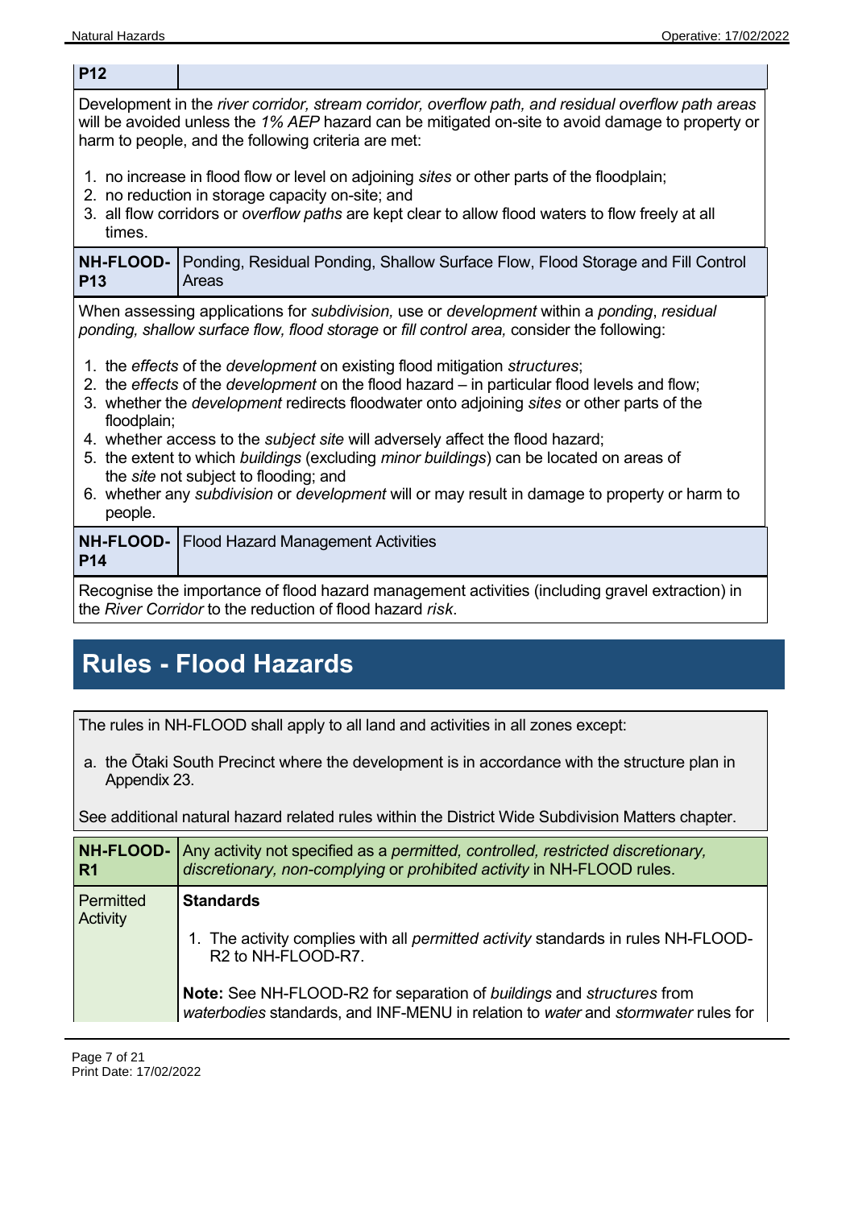| P12 | |
|---|---|

Development in the *river corridor, stream corridor, overflow path, and residual overflow path areas* will be avoided unless the *1% AEP* hazard can be mitigated on-site to avoid damage to property or harm to people, and the following criteria are met:

1. no increase in flood flow or level on adjoining *sites* or other parts of the floodplain;
2. no reduction in storage capacity on-site; and
3. all flow corridors or *overflow paths* are kept clear to allow flood waters to flow freely at all times.

| NH-FLOOD-P13 | Ponding, Residual Ponding, Shallow Surface Flow, Flood Storage and Fill Control Areas |
|---|---|

When assessing applications for *subdivision,* use or *development* within a *ponding*, *residual ponding, shallow surface flow, flood storage* or *fill control area,* consider the following:

1. the *effects* of the *development* on existing flood mitigation *structures*;
2. the *effects* of the *development* on the flood hazard – in particular flood levels and flow;
3. whether the *development* redirects floodwater onto adjoining *sites* or other parts of the floodplain;
4. whether access to the *subject site* will adversely affect the flood hazard;
5. the extent to which *buildings* (excluding *minor buildings*) can be located on areas of the *site* not subject to flooding; and
6. whether any *subdivision* or *development* will or may result in damage to property or harm to people.

| NH-FLOOD-P14 | Flood Hazard Management Activities |
|---|---|

Recognise the importance of flood hazard management activities (including gravel extraction) in the *River Corridor* to the reduction of flood hazard *risk*.

# Rules - Flood Hazards

The rules in NH-FLOOD shall apply to all land and activities in all zones except:

a. the Ōtaki South Precinct where the development is in accordance with the structure plan in Appendix 23.

See additional natural hazard related rules within the District Wide Subdivision Matters chapter.

| NH-FLOOD-R1 | Any activity not specified as a *permitted, controlled, restricted discretionary, discretionary, non-complying* or *prohibited activity* in NH-FLOOD rules. |
|---|---|
| Permitted Activity | **Standards**<br><br>1. The activity complies with all *permitted activity* standards in rules NH-FLOOD-R2 to NH-FLOOD-R7.<br><br>**Note:** See NH-FLOOD-R2 for separation of *buildings* and *structures* from *waterbodies* standards, and INF-MENU in relation to *water* and *stormwater* rules for |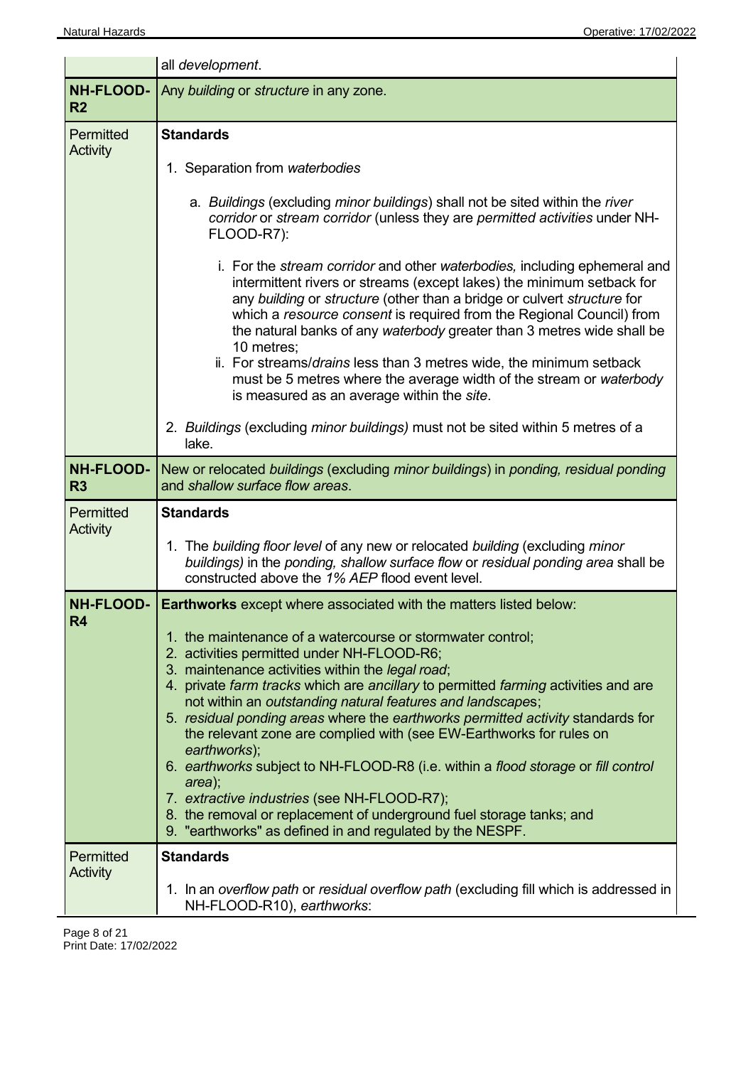| | |
|---|---|
| | all *development*. |
| **NH-FLOOD-R2** | Any *building* or *structure* in any zone. |
| Permitted Activity | **Standards**<br><br>1. Separation from *waterbodies*<br><br>a. *Buildings* (excluding *minor buildings*) shall not be sited within the *river corridor* or *stream corridor* (unless they are *permitted activities* under NH-FLOOD-R7):<br><br>i. For the *stream corridor* and other *waterbodies,* including ephemeral and intermittent rivers or streams (except lakes) the minimum setback for any *building* or *structure* (other than a bridge or culvert *structure* for which a *resource consent* is required from the Regional Council) from the natural banks of any *waterbody* greater than 3 metres wide shall be 10 metres;<br>ii. For streams/*drains* less than 3 metres wide, the minimum setback must be 5 metres where the average width of the stream or *waterbody* is measured as an average within the *site*.<br><br>2. *Buildings* (excluding *minor buildings)* must not be sited within 5 metres of a lake. |
| **NH-FLOOD-R3** | New or relocated *buildings* (excluding *minor buildings*) in *ponding, residual ponding* and *shallow surface flow areas*. |
| Permitted Activity | **Standards**<br><br>1. The *building floor level* of any new or relocated *building* (excluding *minor buildings)* in the *ponding, shallow surface flow* or *residual ponding area* shall be constructed above the *1% AEP* flood event level. |
| **NH-FLOOD-R4** | **Earthworks** except where associated with the matters listed below:<br><br>1. the maintenance of a watercourse or stormwater control;<br>2. activities permitted under NH-FLOOD-R6;<br>3. maintenance activities within the *legal road*;<br>4. private *farm tracks* which are *ancillary* to permitted *farming* activities and are not within an *outstanding natural features and landscape*s;<br>5. *residual ponding areas* where the *earthworks permitted activity* standards for the relevant zone are complied with (see EW-Earthworks for rules on *earthworks*);<br>6. *earthworks* subject to NH-FLOOD-R8 (i.e. within a *flood storage* or *fill control area*);<br>7. *extractive industries* (see NH-FLOOD-R7);<br>8. the removal or replacement of underground fuel storage tanks; and<br>9. "earthworks" as defined in and regulated by the NESPF. |
| Permitted Activity | **Standards**<br><br>1. In an *overflow path* or *residual overflow path* (excluding fill which is addressed in NH-FLOOD-R10), *earthworks*: |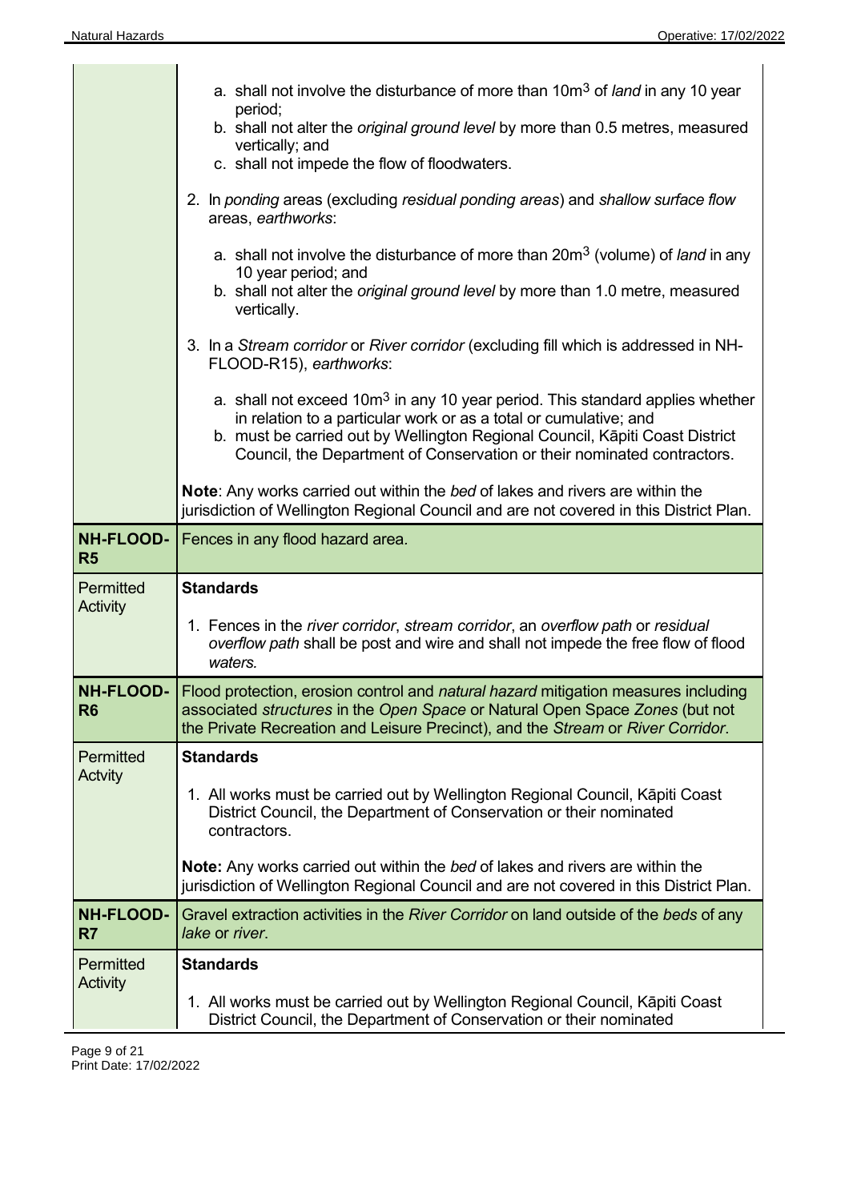| | |
|---|---|
| | a. shall not involve the disturbance of more than $10m^3$ of *land* in any 10 year period;<br>b. shall not alter the *original ground level* by more than 0.5 metres, measured vertically; and<br>c. shall not impede the flow of floodwaters.<br><br>2. In *ponding* areas (excluding *residual ponding areas*) and *shallow surface flow* areas, *earthworks*:<br><br>a. shall not involve the disturbance of more than $20m^3$ (volume) of *land* in any 10 year period; and<br>b. shall not alter the *original ground level* by more than 1.0 metre, measured vertically.<br><br>3. In a *Stream corridor* or *River corridor* (excluding fill which is addressed in NH-FLOOD-R15), *earthworks*:<br><br>a. shall not exceed $10m^3$ in any 10 year period. This standard applies whether in relation to a particular work or as a total or cumulative; and<br>b. must be carried out by Wellington Regional Council, Kāpiti Coast District Council, the Department of Conservation or their nominated contractors.<br><br>**Note**: Any works carried out within the *bed* of lakes and rivers are within the jurisdiction of Wellington Regional Council and are not covered in this District Plan. |
| **NH-FLOOD-R5** | Fences in any flood hazard area. |
| Permitted Activity | **Standards**<br><br>1. Fences in the *river corridor*, *stream corridor*, an *overflow path* or *residual overflow path* shall be post and wire and shall not impede the free flow of flood *waters.* |
| **NH-FLOOD-R6** | Flood protection, erosion control and *natural hazard* mitigation measures including associated *structures* in the *Open Space* or Natural Open Space *Zones* (but not the Private Recreation and Leisure Precinct), and the *Stream* or *River Corridor*. |
| Permitted Actvity | **Standards**<br><br>1. All works must be carried out by Wellington Regional Council, Kāpiti Coast District Council, the Department of Conservation or their nominated contractors.<br><br>**Note:** Any works carried out within the *bed* of lakes and rivers are within the jurisdiction of Wellington Regional Council and are not covered in this District Plan. |
| **NH-FLOOD-R7** | Gravel extraction activities in the *River Corridor* on land outside of the *beds* of any *lake* or *river*. |
| Permitted Activity | **Standards**<br><br>1. All works must be carried out by Wellington Regional Council, Kāpiti Coast District Council, the Department of Conservation or their nominated |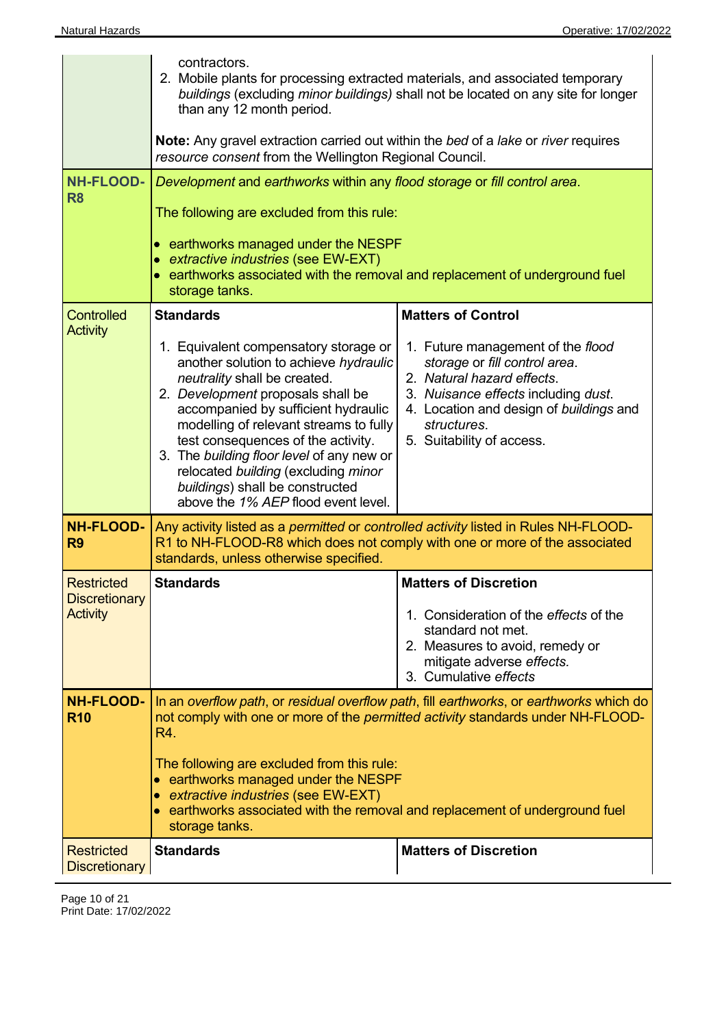| | | |
|---|---|---|
| | contractors.<br>2. Mobile plants for processing extracted materials, and associated temporary *buildings* (excluding *minor buildings)* shall not be located on any site for longer than any 12 month period.<br><br>**Note:** Any gravel extraction carried out within the *bed* of a *lake* or *river* requires *resource consent* from the Wellington Regional Council. | |
| **NH-FLOOD-R8** | *Development* and *earthworks* within any *flood storage* or *fill control area*.<br><br>The following are excluded from this rule:<br><br>• earthworks managed under the NESPF<br>• *extractive industries* (see EW-EXT)<br>• earthworks associated with the removal and replacement of underground fuel storage tanks. | |
| Controlled Activity | **Standards**<br><br>1. Equivalent compensatory storage or another solution to achieve *hydraulic neutrality* shall be created.<br>2. *Development* proposals shall be accompanied by sufficient hydraulic modelling of relevant streams to fully test consequences of the activity.<br>3. The *building floor level* of any new or relocated *building* (excluding *minor buildings*) shall be constructed above the *1% AEP* flood event level. | **Matters of Control**<br><br>1. Future management of the *flood storage* or *fill control area*.<br>2. *Natural hazard effects*.<br>3. *Nuisance effects* including *dust*.<br>4. Location and design of *buildings* and *structures*.<br>5. Suitability of access. |
| **NH-FLOOD-R9** | Any activity listed as a *permitted* or *controlled activity* listed in Rules NH-FLOOD-R1 to NH-FLOOD-R8 which does not comply with one or more of the associated standards, unless otherwise specified. | |
| Restricted Discretionary Activity | **Standards** | **Matters of Discretion**<br><br>1. Consideration of the *effects* of the standard not met.<br>2. Measures to avoid, remedy or mitigate adverse *effects.*<br>3. Cumulative *effects* |
| **NH-FLOOD-R10** | In an *overflow path*, or *residual overflow path*, fill *earthworks*, or *earthworks* which do not comply with one or more of the *permitted activity* standards under NH-FLOOD-R4.<br><br>The following are excluded from this rule:<br>• earthworks managed under the NESPF<br>• *extractive industries* (see EW-EXT)<br>• earthworks associated with the removal and replacement of underground fuel storage tanks. | |
| Restricted Discretionary | **Standards** | **Matters of Discretion** |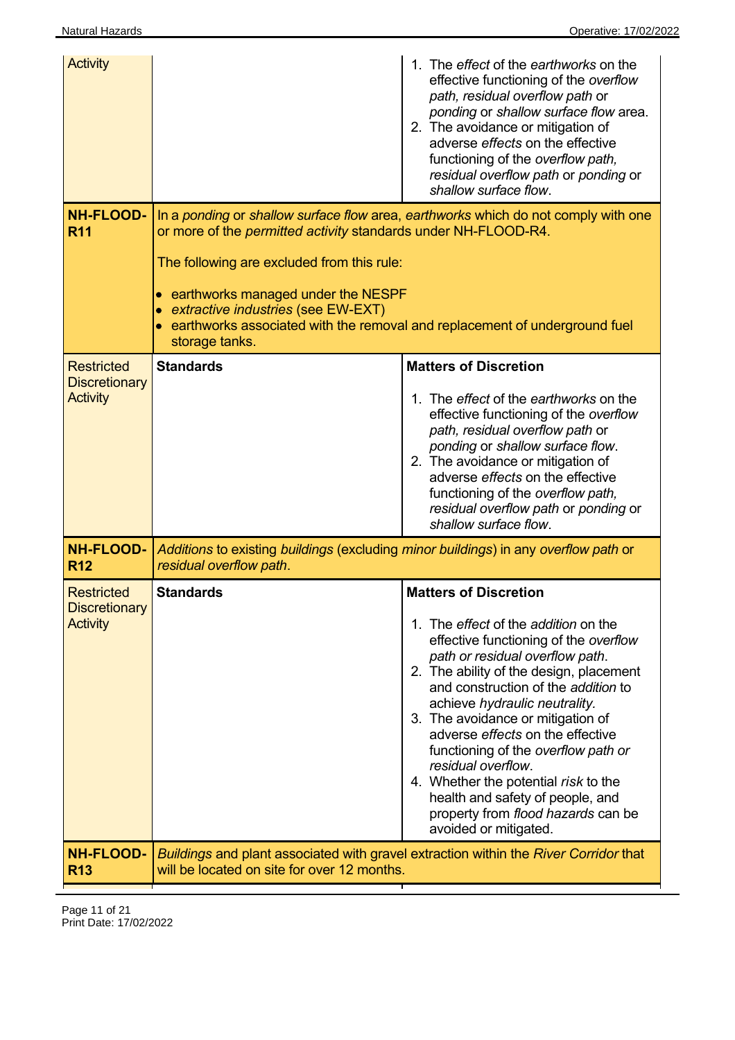| | | |
|---|---|---|
| Activity | | 1. The *effect* of the *earthworks* on the effective functioning of the *overflow path, residual overflow path* or *ponding* or *shallow surface flow* area.<br>2. The avoidance or mitigation of adverse *effects* on the effective functioning of the *overflow path, residual overflow path* or *ponding* or *shallow surface flow*. |
| **NH-FLOOD-R11** | In a *ponding* or *shallow surface flow* area, *earthworks* which do not comply with one or more of the *permitted activity* standards under NH-FLOOD-R4.<br><br>The following are excluded from this rule:<br><br>• earthworks managed under the NESPF<br>• *extractive industries* (see EW-EXT)<br>• earthworks associated with the removal and replacement of underground fuel storage tanks. | |
| Restricted Discretionary Activity | **Standards** | **Matters of Discretion**<br><br>1. The *effect* of the *earthworks* on the effective functioning of the *overflow path, residual overflow path* or *ponding* or *shallow surface flow*.<br>2. The avoidance or mitigation of adverse *effects* on the effective functioning of the *overflow path, residual overflow path* or *ponding* or *shallow surface flow*. |
| **NH-FLOOD-R12** | *Additions* to existing *buildings* (excluding *minor buildings*) in any *overflow path* or *residual overflow path*. | |
| Restricted Discretionary Activity | **Standards** | **Matters of Discretion**<br><br>1. The *effect* of the *addition* on the effective functioning of the *overflow path or residual overflow path*.<br>2. The ability of the design, placement and construction of the *addition* to achieve *hydraulic neutrality.*<br>3. The avoidance or mitigation of adverse *effects* on the effective functioning of the *overflow path or residual overflow*.<br>4. Whether the potential *risk* to the health and safety of people, and property from *flood hazards* can be avoided or mitigated. |
| **NH-FLOOD-R13** | *Buildings* and plant associated with gravel extraction within the *River Corridor* that will be located on site for over 12 months. | |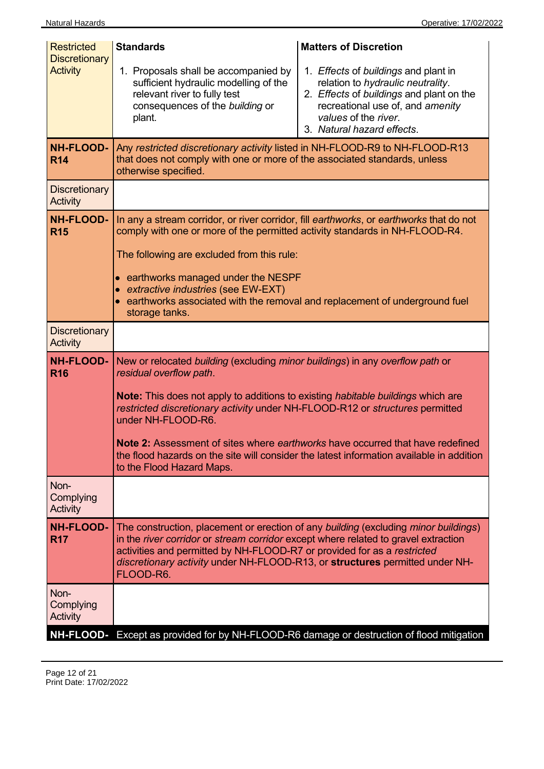| | | |
|---|---|---|
| Restricted Discretionary Activity | **Standards**<br><br>1. Proposals shall be accompanied by sufficient hydraulic modelling of the relevant river to fully test consequences of the *building* or plant. | **Matters of Discretion**<br><br>1. *Effects* of *buildings* and plant in relation to *hydraulic neutrality*.<br>2. *Effects* of *buildings* and plant on the recreational use of, and *amenity values* of the *river*.<br>3. *Natural hazard effects*. |
| **NH-FLOOD-R14** | Any *restricted discretionary activity* listed in NH-FLOOD-R9 to NH-FLOOD-R13 that does not comply with one or more of the associated standards, unless otherwise specified. | |
| Discretionary Activity | | |
| **NH-FLOOD-R15** | In any a stream corridor, or river corridor, fill *earthworks*, or *earthworks* that do not comply with one or more of the permitted activity standards in NH-FLOOD-R4.<br><br>The following are excluded from this rule:<br><br>• earthworks managed under the NESPF<br>• *extractive industries* (see EW-EXT)<br>• earthworks associated with the removal and replacement of underground fuel storage tanks. | |
| Discretionary Activity | | |
| **NH-FLOOD-R16** | New or relocated *building* (excluding *minor buildings*) in any *overflow path* or *residual overflow path*.<br><br>**Note:** This does not apply to additions to existing *habitable buildings* which are *restricted discretionary activity* under NH-FLOOD-R12 or *structures* permitted under NH-FLOOD-R6.<br><br>**Note 2:** Assessment of sites where *earthworks* have occurred that have redefined the flood hazards on the site will consider the latest information available in addition to the Flood Hazard Maps. | |
| Non-Complying Activity | | |
| **NH-FLOOD-R17** | The construction, placement or erection of any *building* (excluding *minor buildings*) in the *river corridor* or *stream corridor* except where related to gravel extraction activities and permitted by NH-FLOOD-R7 or provided for as a *restricted discretionary activity* under NH-FLOOD-R13, or **structures** permitted under NH-FLOOD-R6. | |
| Non-Complying Activity | | |
| **NH-FLOOD-** | Except as provided for by NH-FLOOD-R6 damage or destruction of flood mitigation | |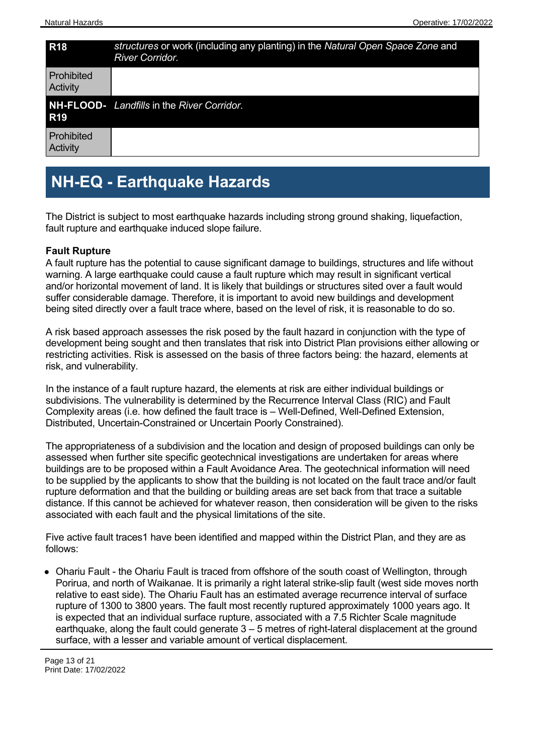| R18 | *structures* or work (including any planting) in the *Natural Open Space Zone* and *River Corridor*. |
|---|---|
| Prohibited Activity | |
| **NH-FLOOD-R19** | *Landfills* in the *River Corridor*. |
| Prohibited Activity | |

# NH-EQ - Earthquake Hazards

The District is subject to most earthquake hazards including strong ground shaking, liquefaction, fault rupture and earthquake induced slope failure.

**Fault Rupture**

A fault rupture has the potential to cause significant damage to buildings, structures and life without warning. A large earthquake could cause a fault rupture which may result in significant vertical and/or horizontal movement of land. It is likely that buildings or structures sited over a fault would suffer considerable damage. Therefore, it is important to avoid new buildings and development being sited directly over a fault trace where, based on the level of risk, it is reasonable to do so.

A risk based approach assesses the risk posed by the fault hazard in conjunction with the type of development being sought and then translates that risk into District Plan provisions either allowing or restricting activities. Risk is assessed on the basis of three factors being: the hazard, elements at risk, and vulnerability.

In the instance of a fault rupture hazard, the elements at risk are either individual buildings or subdivisions. The vulnerability is determined by the Recurrence Interval Class (RIC) and Fault Complexity areas (i.e. how defined the fault trace is – Well-Defined, Well-Defined Extension, Distributed, Uncertain-Constrained or Uncertain Poorly Constrained).

The appropriateness of a subdivision and the location and design of proposed buildings can only be assessed when further site specific geotechnical investigations are undertaken for areas where buildings are to be proposed within a Fault Avoidance Area. The geotechnical information will need to be supplied by the applicants to show that the building is not located on the fault trace and/or fault rupture deformation and that the building or building areas are set back from that trace a suitable distance. If this cannot be achieved for whatever reason, then consideration will be given to the risks associated with each fault and the physical limitations of the site.

Five active fault traces1 have been identified and mapped within the District Plan, and they are as follows:

- Ohariu Fault - the Ohariu Fault is traced from offshore of the south coast of Wellington, through Porirua, and north of Waikanae. It is primarily a right lateral strike-slip fault (west side moves north relative to east side). The Ohariu Fault has an estimated average recurrence interval of surface rupture of 1300 to 3800 years. The fault most recently ruptured approximately 1000 years ago. It is expected that an individual surface rupture, associated with a 7.5 Richter Scale magnitude earthquake, along the fault could generate 3 – 5 metres of right-lateral displacement at the ground surface, with a lesser and variable amount of vertical displacement.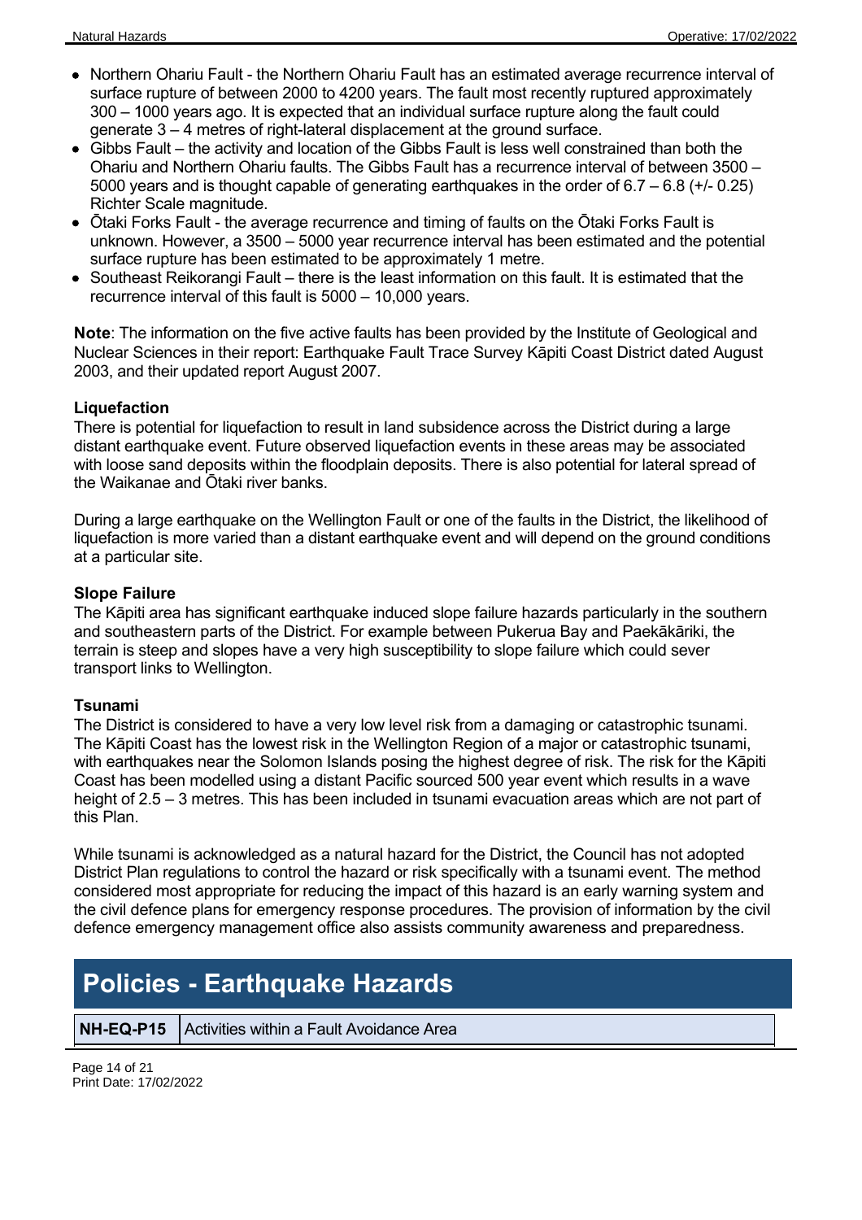- Northern Ohariu Fault - the Northern Ohariu Fault has an estimated average recurrence interval of surface rupture of between 2000 to 4200 years. The fault most recently ruptured approximately 300 – 1000 years ago. It is expected that an individual surface rupture along the fault could generate 3 – 4 metres of right-lateral displacement at the ground surface.
- Gibbs Fault – the activity and location of the Gibbs Fault is less well constrained than both the Ohariu and Northern Ohariu faults. The Gibbs Fault has a recurrence interval of between 3500 – 5000 years and is thought capable of generating earthquakes in the order of 6.7 – 6.8 (+/- 0.25) Richter Scale magnitude.
- Ōtaki Forks Fault - the average recurrence and timing of faults on the Ōtaki Forks Fault is unknown. However, a 3500 – 5000 year recurrence interval has been estimated and the potential surface rupture has been estimated to be approximately 1 metre.
- Southeast Reikorangi Fault – there is the least information on this fault. It is estimated that the recurrence interval of this fault is 5000 – 10,000 years.

**Note**: The information on the five active faults has been provided by the Institute of Geological and Nuclear Sciences in their report: Earthquake Fault Trace Survey Kāpiti Coast District dated August 2003, and their updated report August 2007.

### Liquefaction

There is potential for liquefaction to result in land subsidence across the District during a large distant earthquake event. Future observed liquefaction events in these areas may be associated with loose sand deposits within the floodplain deposits. There is also potential for lateral spread of the Waikanae and Ōtaki river banks.

During a large earthquake on the Wellington Fault or one of the faults in the District, the likelihood of liquefaction is more varied than a distant earthquake event and will depend on the ground conditions at a particular site.

### Slope Failure

The Kāpiti area has significant earthquake induced slope failure hazards particularly in the southern and southeastern parts of the District. For example between Pukerua Bay and Paekākāriki, the terrain is steep and slopes have a very high susceptibility to slope failure which could sever transport links to Wellington.

### Tsunami

The District is considered to have a very low level risk from a damaging or catastrophic tsunami. The Kāpiti Coast has the lowest risk in the Wellington Region of a major or catastrophic tsunami, with earthquakes near the Solomon Islands posing the highest degree of risk. The risk for the Kāpiti Coast has been modelled using a distant Pacific sourced 500 year event which results in a wave height of 2.5 – 3 metres. This has been included in tsunami evacuation areas which are not part of this Plan.

While tsunami is acknowledged as a natural hazard for the District, the Council has not adopted District Plan regulations to control the hazard or risk specifically with a tsunami event. The method considered most appropriate for reducing the impact of this hazard is an early warning system and the civil defence plans for emergency response procedures. The provision of information by the civil defence emergency management office also assists community awareness and preparedness.

## Policies - Earthquake Hazards

| NH-EQ-P15 | Activities within a Fault Avoidance Area |
|---|---|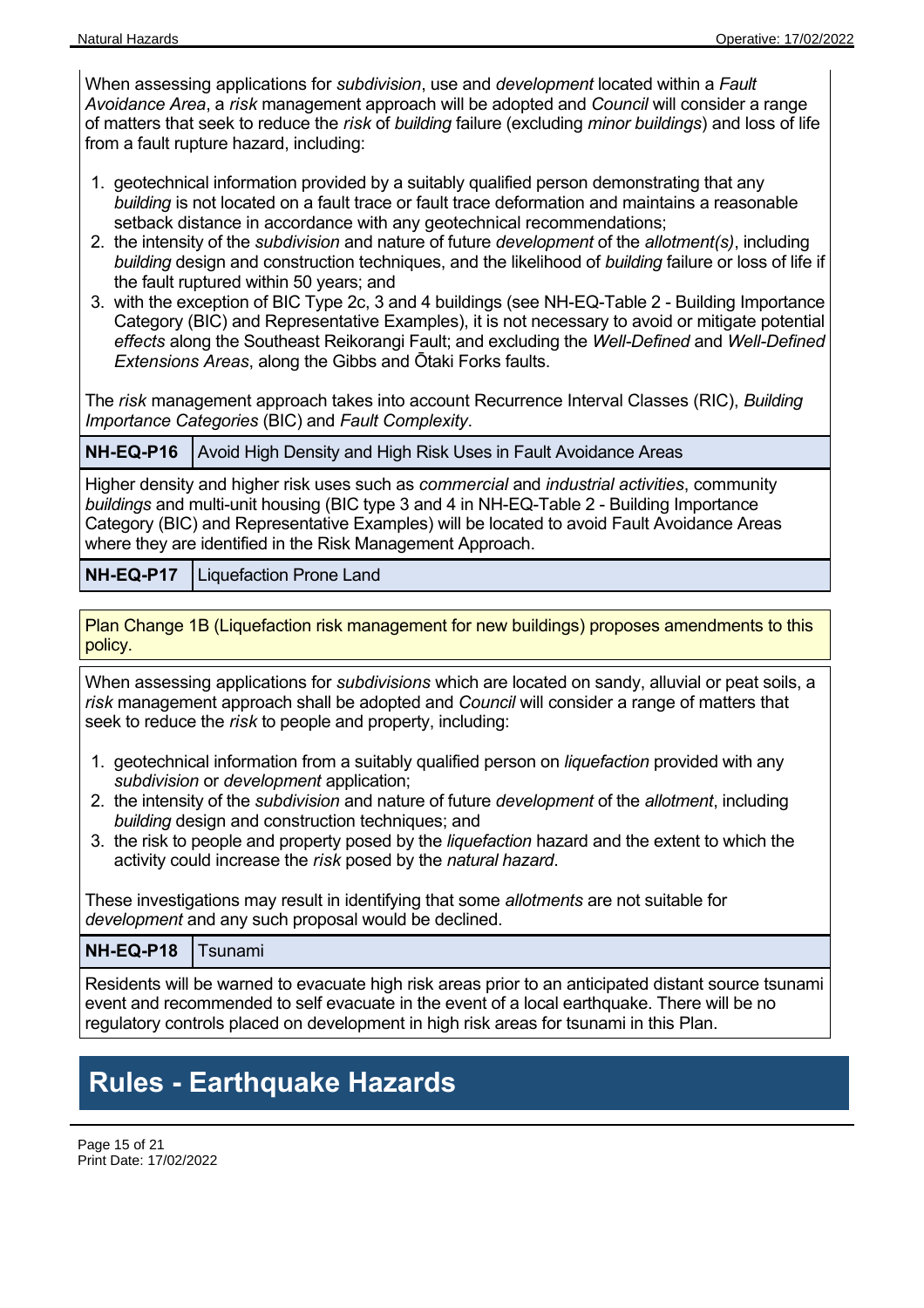When assessing applications for *subdivision*, use and *development* located within a *Fault Avoidance Area*, a *risk* management approach will be adopted and *Council* will consider a range of matters that seek to reduce the *risk* of *building* failure (excluding *minor buildings*) and loss of life from a fault rupture hazard, including:

1. geotechnical information provided by a suitably qualified person demonstrating that any *building* is not located on a fault trace or fault trace deformation and maintains a reasonable setback distance in accordance with any geotechnical recommendations;
2. the intensity of the *subdivision* and nature of future *development* of the *allotment(s)*, including *building* design and construction techniques, and the likelihood of *building* failure or loss of life if the fault ruptured within 50 years; and
3. with the exception of BIC Type 2c, 3 and 4 buildings (see NH-EQ-Table 2 - Building Importance Category (BIC) and Representative Examples), it is not necessary to avoid or mitigate potential *effects* along the Southeast Reikorangi Fault; and excluding the *Well-Defined* and *Well-Defined Extensions Areas*, along the Gibbs and Ōtaki Forks faults.

The *risk* management approach takes into account Recurrence Interval Classes (RIC), *Building Importance Categories* (BIC) and *Fault Complexity*.

| **NH-EQ-P16** | Avoid High Density and High Risk Uses in Fault Avoidance Areas |
|---|---|

Higher density and higher risk uses such as *commercial* and *industrial activities*, community *buildings* and multi-unit housing (BIC type 3 and 4 in NH-EQ-Table 2 - Building Importance Category (BIC) and Representative Examples) will be located to avoid Fault Avoidance Areas where they are identified in the Risk Management Approach.

| **NH-EQ-P17** | Liquefaction Prone Land |
|---|---|

Plan Change 1B (Liquefaction risk management for new buildings) proposes amendments to this policy.

When assessing applications for *subdivisions* which are located on sandy, alluvial or peat soils, a *risk* management approach shall be adopted and *Council* will consider a range of matters that seek to reduce the *risk* to people and property, including:

1. geotechnical information from a suitably qualified person on *liquefaction* provided with any *subdivision* or *development* application;
2. the intensity of the *subdivision* and nature of future *development* of the *allotment*, including *building* design and construction techniques; and
3. the risk to people and property posed by the *liquefaction* hazard and the extent to which the activity could increase the *risk* posed by the *natural hazard*.

These investigations may result in identifying that some *allotments* are not suitable for *development* and any such proposal would be declined.

| **NH-EQ-P18** | Tsunami |
|---|---|

Residents will be warned to evacuate high risk areas prior to an anticipated distant source tsunami event and recommended to self evacuate in the event of a local earthquake. There will be no regulatory controls placed on development in high risk areas for tsunami in this Plan.

# Rules - Earthquake Hazards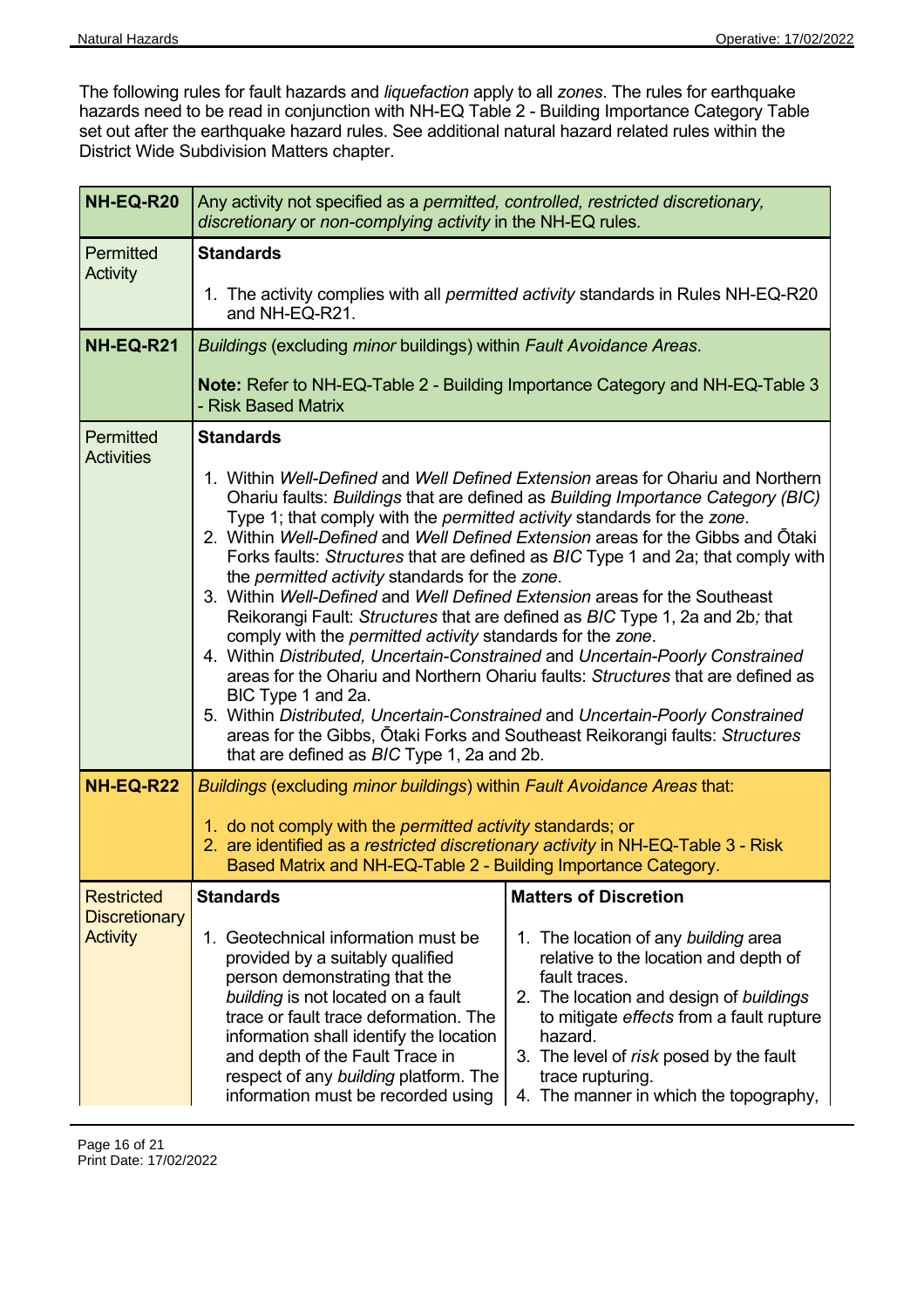The following rules for fault hazards and *liquefaction* apply to all *zones*. The rules for earthquake hazards need to be read in conjunction with NH-EQ Table 2 - Building Importance Category Table set out after the earthquake hazard rules. See additional natural hazard related rules within the District Wide Subdivision Matters chapter.

| **NH-EQ-R20** | Any activity not specified as a *permitted, controlled, restricted discretionary, discretionary* or *non-complying activity* in the NH-EQ rules. | |
|---|---|---|
| Permitted Activity | **Standards**<br><br>1. The activity complies with all *permitted activity* standards in Rules NH-EQ-R20 and NH-EQ-R21. | |
| **NH-EQ-R21** | *Buildings* (excluding *minor* buildings) within *Fault Avoidance Areas*.<br><br>**Note:** Refer to NH-EQ-Table 2 - Building Importance Category and NH-EQ-Table 3 - Risk Based Matrix | |
| Permitted Activities | **Standards**<br><br>1. Within *Well-Defined* and *Well Defined Extension* areas for Ohariu and Northern Ohariu faults: *Buildings* that are defined as *Building Importance Category (BIC)* Type 1; that comply with the *permitted activity* standards for the *zone*.<br>2. Within *Well-Defined* and *Well Defined Extension* areas for the Gibbs and Ōtaki Forks faults: *Structures* that are defined as *BIC* Type 1 and 2a; that comply with the *permitted activity* standards for the *zone*.<br>3. Within *Well-Defined* and *Well Defined Extension* areas for the Southeast Reikorangi Fault: *Structures* that are defined as *BIC* Type 1, 2a and 2b*;* that comply with the *permitted activity* standards for the *zone*.<br>4. Within *Distributed, Uncertain-Constrained* and *Uncertain-Poorly Constrained* areas for the Ohariu and Northern Ohariu faults: *Structures* that are defined as BIC Type 1 and 2a.<br>5. Within *Distributed, Uncertain-Constrained* and *Uncertain-Poorly Constrained* areas for the Gibbs, Ōtaki Forks and Southeast Reikorangi faults: *Structures* that are defined as *BIC* Type 1, 2a and 2b. | |
| **NH-EQ-R22** | *Buildings* (excluding *minor buildings*) within *Fault Avoidance Areas* that:<br><br>1. do not comply with the *permitted activity* standards; or<br>2. are identified as a *restricted discretionary activity* in NH-EQ-Table 3 - Risk Based Matrix and NH-EQ-Table 2 - Building Importance Category. | |
| Restricted Discretionary Activity | **Standards**<br><br>1. Geotechnical information must be provided by a suitably qualified person demonstrating that the *building* is not located on a fault trace or fault trace deformation. The information shall identify the location and depth of the Fault Trace in respect of any *building* platform. The information must be recorded using | **Matters of Discretion**<br><br>1. The location of any *building* area relative to the location and depth of fault traces.<br>2. The location and design of *buildings* to mitigate *effects* from a fault rupture hazard.<br>3. The level of *risk* posed by the fault trace rupturing.<br>4. The manner in which the topography, |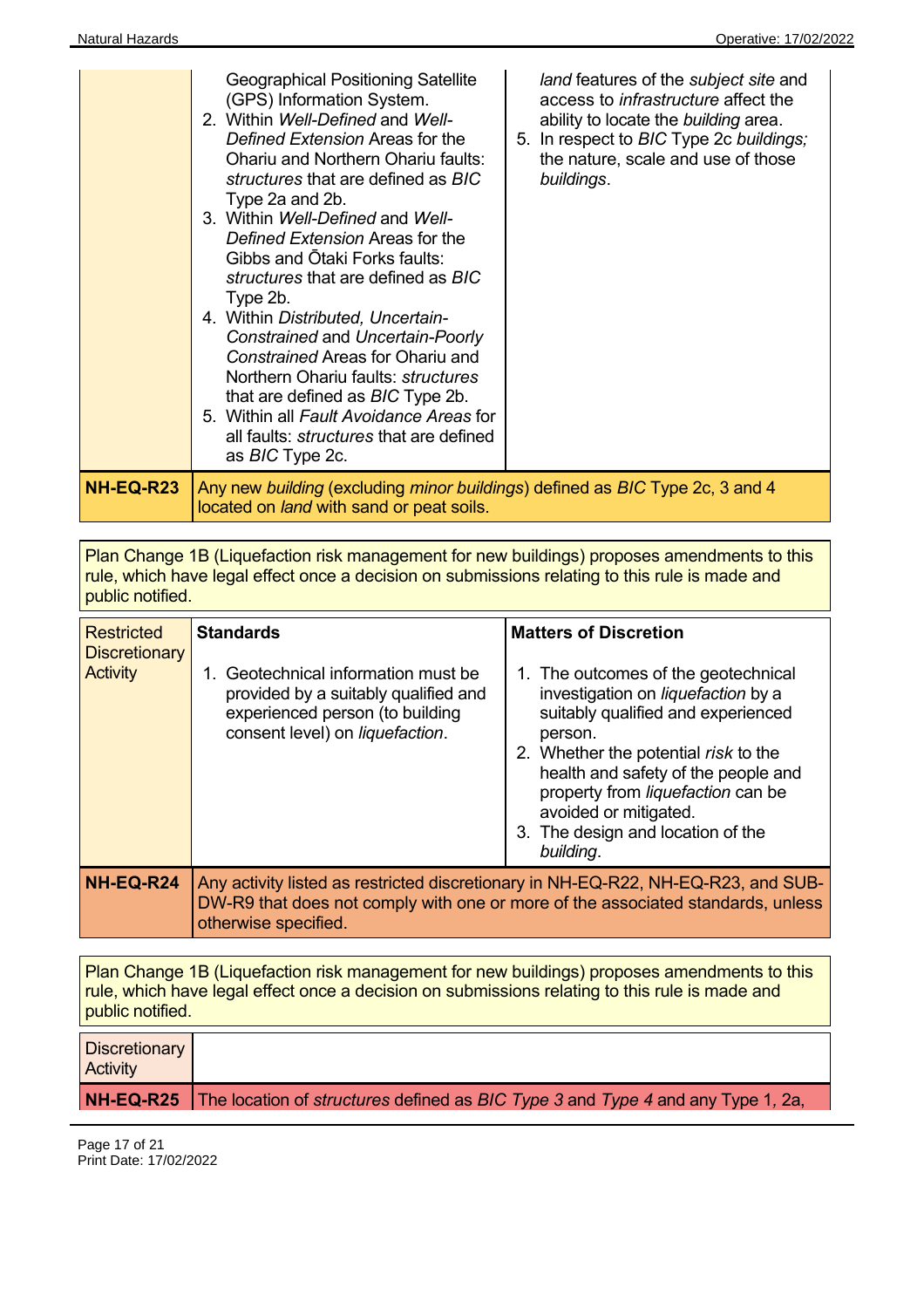| | | |
|---|---|---|
| | Geographical Positioning Satellite (GPS) Information System.<br>2. Within *Well-Defined* and *Well-Defined Extension* Areas for the Ohariu and Northern Ohariu faults: *structures* that are defined as *BIC* Type 2a and 2b.<br>3. Within *Well-Defined* and *Well-Defined Extension* Areas for the Gibbs and Ōtaki Forks faults: *structures* that are defined as *BIC* Type 2b.<br>4. Within *Distributed, Uncertain-Constrained* and *Uncertain-Poorly Constrained* Areas for Ohariu and Northern Ohariu faults: *structures* that are defined as *BIC* Type 2b.<br>5. Within all *Fault Avoidance Areas* for all faults: *structures* that are defined as *BIC* Type 2c. | *land* features of the *subject site* and access to *infrastructure* affect the ability to locate the *building* area.<br>5. In respect to *BIC* Type 2c *buildings;* the nature, scale and use of those *buildings*. |

| **NH-EQ-R23** | Any new *building* (excluding *minor buildings*) defined as *BIC* Type 2c, 3 and 4 located on *land* with sand or peat soils. |
|---|---|

Plan Change 1B (Liquefaction risk management for new buildings) proposes amendments to this rule, which have legal effect once a decision on submissions relating to this rule is made and public notified.

| Restricted Discretionary Activity | **Standards** | **Matters of Discretion** |
|---|---|---|
| | 1. Geotechnical information must be provided by a suitably qualified and experienced person (to building consent level) on *liquefaction*. | 1. The outcomes of the geotechnical investigation on *liquefaction* by a suitably qualified and experienced person.<br>2. Whether the potential *risk* to the health and safety of the people and property from *liquefaction* can be avoided or mitigated.<br>3. The design and location of the *building*. |

| **NH-EQ-R24** | Any activity listed as restricted discretionary in NH-EQ-R22, NH-EQ-R23, and SUB-DW-R9 that does not comply with one or more of the associated standards, unless otherwise specified. |
|---|---|

Plan Change 1B (Liquefaction risk management for new buildings) proposes amendments to this rule, which have legal effect once a decision on submissions relating to this rule is made and public notified.

| Discretionary Activity | |
|---|---|

| **NH-EQ-R25** | The location of *structures* defined as *BIC Type 3* and *Type 4* and any Type 1, 2a, |
|---|---|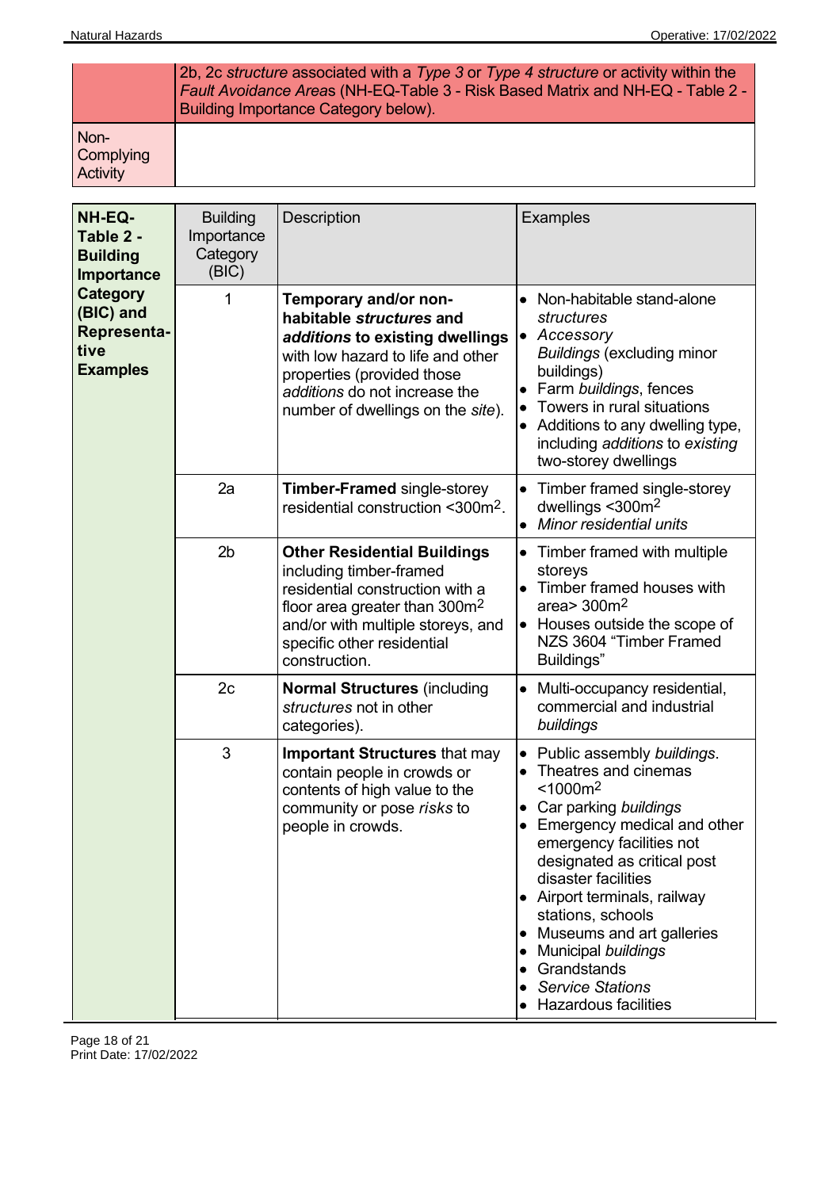| | |
|---|---|
| | 2b, 2c *structure* associated with a *Type 3* or *Type 4 structure* or activity within the *Fault Avoidance Areas* (NH-EQ-Table 3 - Risk Based Matrix and NH-EQ - Table 2 - Building Importance Category below). |
| Non-Complying Activity | |

| **NH-EQ-Table 2 - Building Importance Category (BIC) and Representative Examples** | Building Importance Category (BIC) | Description | Examples |
|---|---|---|---|
| | 1 | **Temporary and/or non-habitable *structures* and *additions* to existing dwellings** with low hazard to life and other properties (provided those *additions* do not increase the number of dwellings on the *site*). | • Non-habitable stand-alone *structures*<br>• *Accessory Buildings* (excluding minor buildings)<br>• Farm *buildings*, fences<br>• Towers in rural situations<br>• Additions to any dwelling type, including *additions* to *existing* two-storey dwellings |
| | 2a | **Timber-Framed** single-storey residential construction <300m$^2$. | • Timber framed single-storey dwellings <300m$^2$<br>• *Minor residential units* |
| | 2b | **Other Residential Buildings** including timber-framed residential construction with a floor area greater than 300m$^2$ and/or with multiple storeys, and specific other residential construction. | • Timber framed with multiple storeys<br>• Timber framed houses with area> 300m$^2$<br>• Houses outside the scope of NZS 3604 "Timber Framed Buildings" |
| | 2c | **Normal Structures** (including *structures* not in other categories). | • Multi-occupancy residential, commercial and industrial *buildings* |
| | 3 | **Important Structures** that may contain people in crowds or contents of high value to the community or pose *risks* to people in crowds. | • Public assembly *buildings*.<br>• Theatres and cinemas <1000m$^2$<br>• Car parking *buildings*<br>• Emergency medical and other emergency facilities not designated as critical post disaster facilities<br>• Airport terminals, railway stations, schools<br>• Museums and art galleries<br>• Municipal *buildings*<br>• Grandstands<br>• *Service Stations*<br>• Hazardous facilities |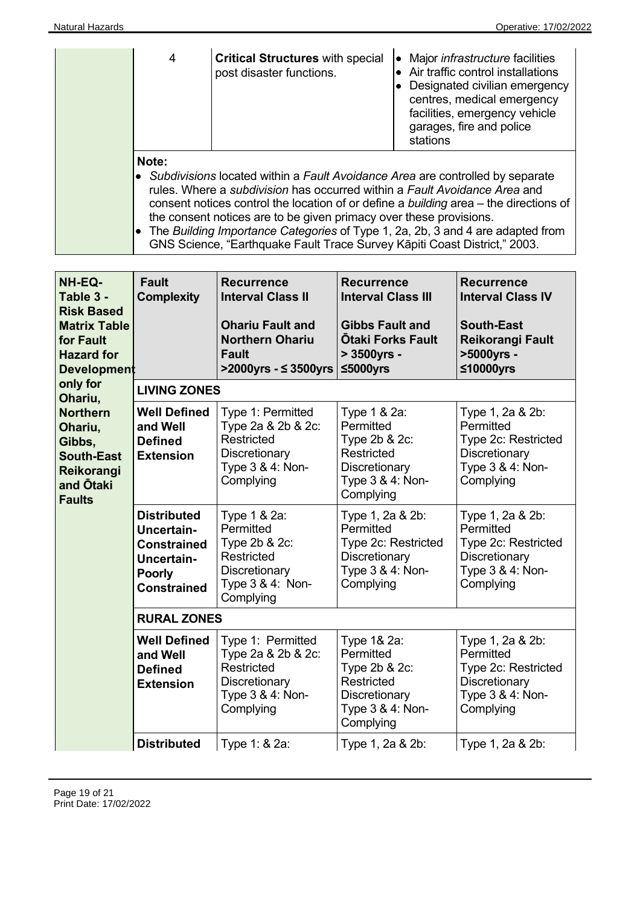| | 4 | **Critical Structures** with special post disaster functions. | • Major *infrastructure* facilities<br>• Air traffic control installations<br>• Designated civilian emergency centres, medical emergency facilities, emergency vehicle garages, fire and police stations |
|---|---|---|---|

**Note:**

- *Subdivisions* located within a *Fault Avoidance Area* are controlled by separate rules. Where a *subdivision* has occurred within a *Fault Avoidance Area* and consent notices control the location of or define a *building* area – the directions of the consent notices are to be given primacy over these provisions.
- The *Building Importance Categories* of Type 1, 2a, 2b, 3 and 4 are adapted from GNS Science, "Earthquake Fault Trace Survey Kāpiti Coast District," 2003.

| **NH-EQ-Table 3 - Risk Based Matrix Table for Fault Hazard for Development only for Ohariu, Northern Ohariu, Gibbs, South-East Reikorangi and Ōtaki Faults** | **Fault Complexity** | **Recurrence Interval Class II**<br><br>**Ohariu Fault and Northern Ohariu Fault**<br>**>2000yrs - ≤ 3500yrs** | **Recurrence Interval Class III**<br><br>**Gibbs Fault and Ōtaki Forks Fault**<br>**> 3500yrs - ≤5000yrs** | **Recurrence Interval Class IV**<br><br>**South-East Reikorangi Fault**<br>**>5000yrs - ≤10000yrs** |
|---|---|---|---|---|
| | **LIVING ZONES** | | | |
| | **Well Defined and Well Defined Extension** | Type 1: Permitted<br>Type 2a & 2b & 2c: Restricted Discretionary<br>Type 3 & 4: Non-Complying | Type 1 & 2a: Permitted<br>Type 2b & 2c: Restricted Discretionary<br>Type 3 & 4: Non-Complying | Type 1, 2a & 2b: Permitted<br>Type 2c: Restricted Discretionary<br>Type 3 & 4: Non-Complying |
| | **Distributed Uncertain-Constrained Uncertain-Poorly Constrained** | Type 1 & 2a: Permitted<br>Type 2b & 2c: Restricted Discretionary<br>Type 3 & 4: Non-Complying | Type 1, 2a & 2b: Permitted<br>Type 2c: Restricted Discretionary<br>Type 3 & 4: Non-Complying | Type 1, 2a & 2b: Permitted<br>Type 2c: Restricted Discretionary<br>Type 3 & 4: Non-Complying |
| | **RURAL ZONES** | | | |
| | **Well Defined and Well Defined Extension** | Type 1: Permitted<br>Type 2a & 2b & 2c: Restricted Discretionary<br>Type 3 & 4: Non-Complying | Type 1& 2a: Permitted<br>Type 2b & 2c: Restricted Discretionary<br>Type 3 & 4: Non-Complying | Type 1, 2a & 2b: Permitted<br>Type 2c: Restricted Discretionary<br>Type 3 & 4: Non-Complying |
| | **Distributed** | Type 1: & 2a: | Type 1, 2a & 2b: | Type 1, 2a & 2b: |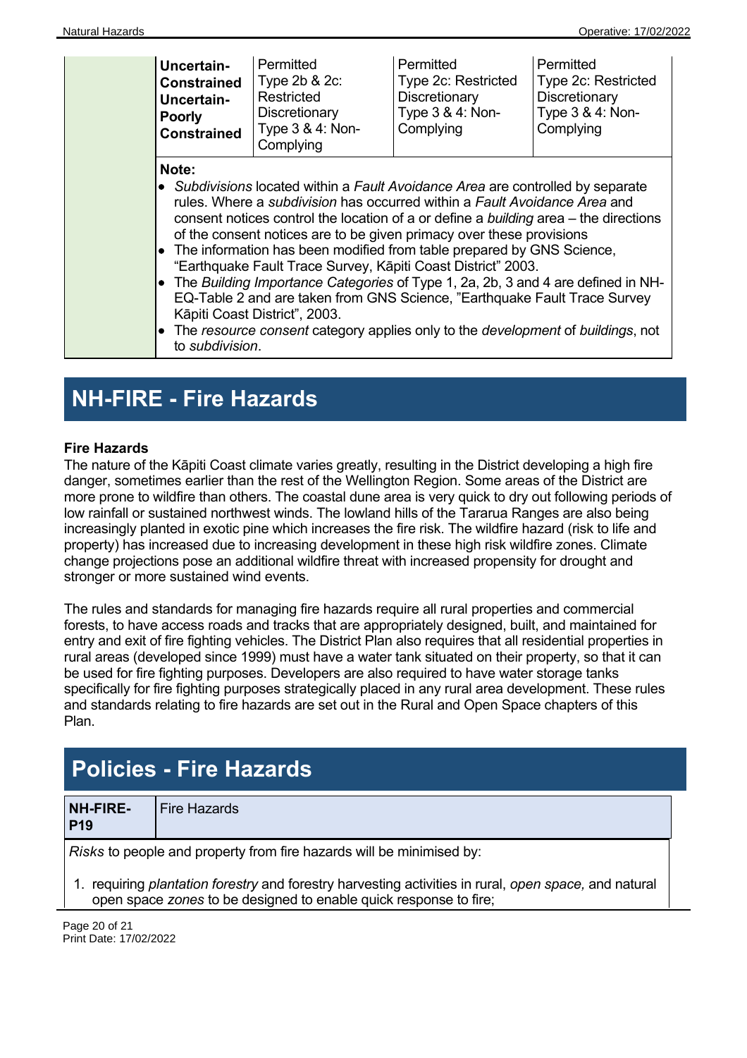| | Uncertain-Constrained Uncertain-Poorly Constrained | Permitted Type 2b & 2c: Restricted Discretionary Type 3 & 4: Non-Complying | Permitted Type 2c: Restricted Discretionary Type 3 & 4: Non-Complying | Permitted Type 2c: Restricted Discretionary Type 3 & 4: Non-Complying |
|---|---|---|---|---|

**Note:**

- *Subdivisions* located within a *Fault Avoidance Area* are controlled by separate rules. Where a *subdivision* has occurred within a *Fault Avoidance Area* and consent notices control the location of a or define a *building* area – the directions of the consent notices are to be given primacy over these provisions
- The information has been modified from table prepared by GNS Science, "Earthquake Fault Trace Survey, Kāpiti Coast District" 2003.
- The *Building Importance Categories* of Type 1, 2a, 2b, 3 and 4 are defined in NH-EQ-Table 2 and are taken from GNS Science, "Earthquake Fault Trace Survey Kāpiti Coast District", 2003.
- The *resource consent* category applies only to the *development* of *buildings*, not to *subdivision*.

# NH-FIRE - Fire Hazards

### Fire Hazards

The nature of the Kāpiti Coast climate varies greatly, resulting in the District developing a high fire danger, sometimes earlier than the rest of the Wellington Region. Some areas of the District are more prone to wildfire than others. The coastal dune area is very quick to dry out following periods of low rainfall or sustained northwest winds. The lowland hills of the Tararua Ranges are also being increasingly planted in exotic pine which increases the fire risk. The wildfire hazard (risk to life and property) has increased due to increasing development in these high risk wildfire zones. Climate change projections pose an additional wildfire threat with increased propensity for drought and stronger or more sustained wind events.

The rules and standards for managing fire hazards require all rural properties and commercial forests, to have access roads and tracks that are appropriately designed, built, and maintained for entry and exit of fire fighting vehicles. The District Plan also requires that all residential properties in rural areas (developed since 1999) must have a water tank situated on their property, so that it can be used for fire fighting purposes. Developers are also required to have water storage tanks specifically for fire fighting purposes strategically placed in any rural area development. These rules and standards relating to fire hazards are set out in the Rural and Open Space chapters of this Plan.

# Policies - Fire Hazards

| NH-FIRE-P19 | Fire Hazards |
|---|---|

*Risks* to people and property from fire hazards will be minimised by:

1. requiring *plantation forestry* and forestry harvesting activities in rural, *open space,* and natural open space *zones* to be designed to enable quick response to fire;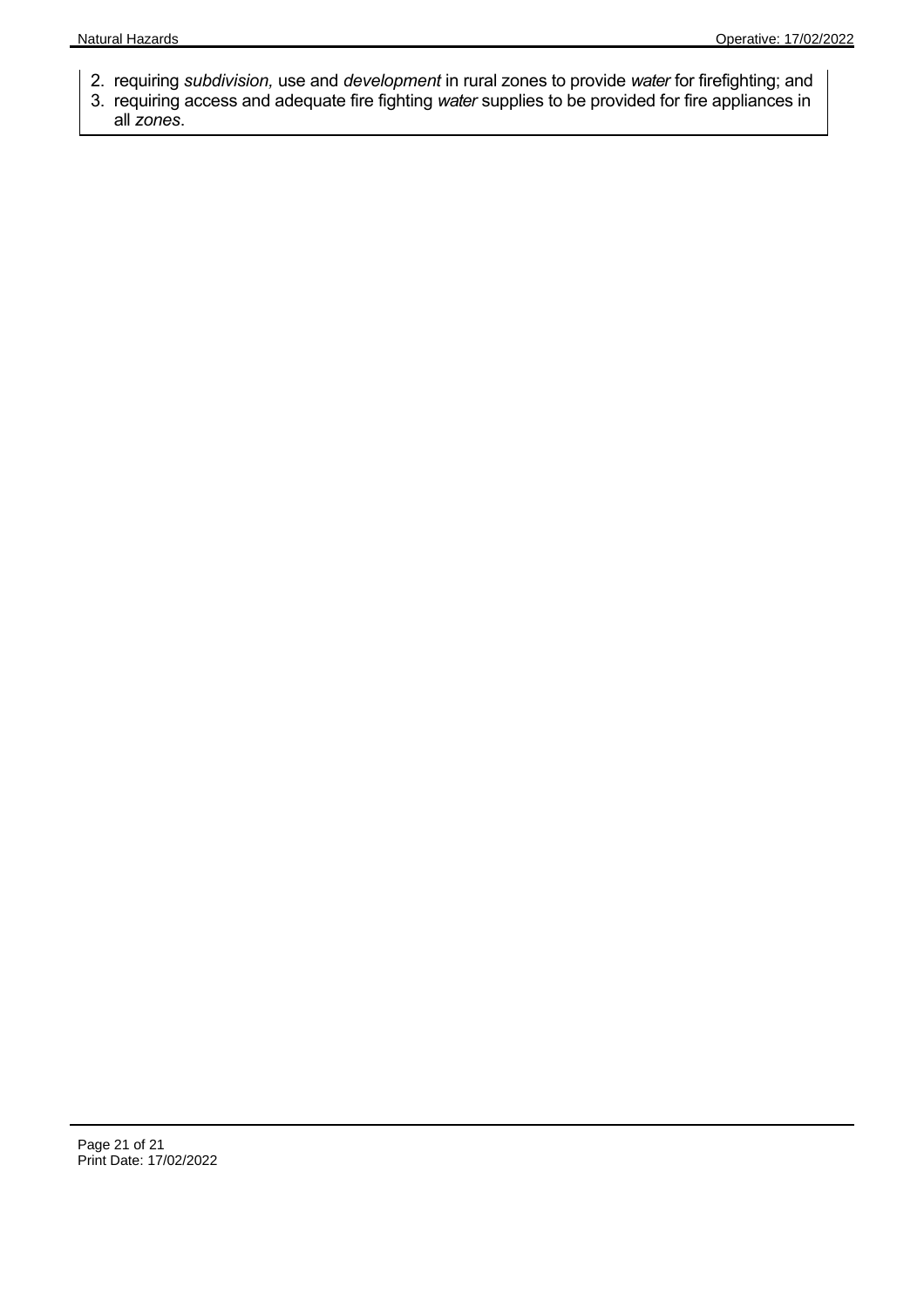2. requiring *subdivision,* use and *development* in rural zones to provide *water* for firefighting; and
3. requiring access and adequate fire fighting *water* supplies to be provided for fire appliances in all *zones*.